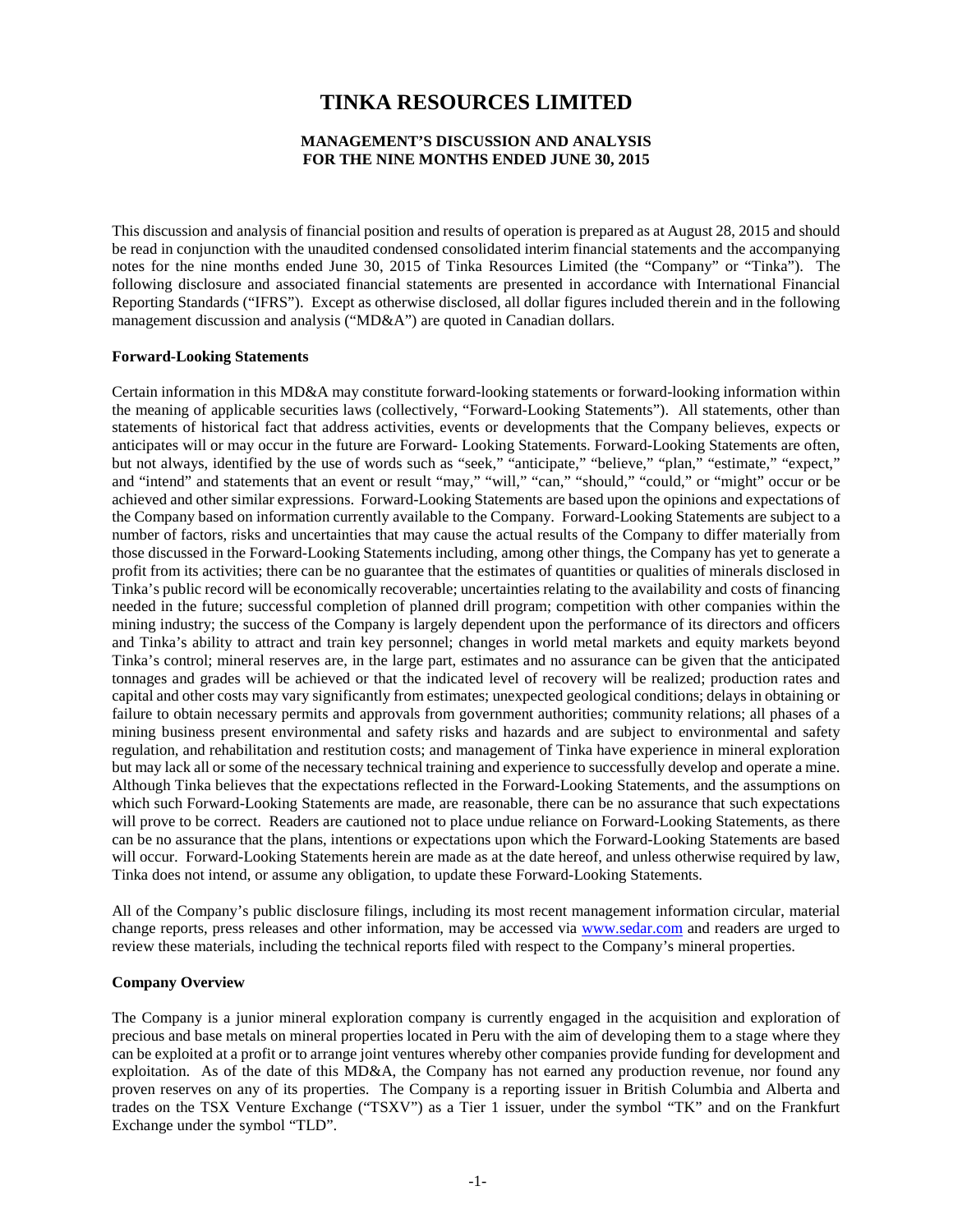# TINKA RESOURCES LIMITED

## MANAGEMENT'S DISCUSSION AND ANALYSIS FOR THE NINE MONTHS ENDED JUNE 30, 2015

This discussion and analysis of financial position and results of operation is prepared as at August 28, 2015 and should be read in conjunction with the unaudited condensed consolidated interim financial statements and the accompanying notes for the nine months ended June 30, 2015 of Tinka Resources Limited (the "Company" or "Tinka"). The following disclosure and associated financial statements are presented in accordance with International Financial Reporting Standards ("IFRS"). Except as otherwise disclosed, all dollar figures included therein and in the following management discussion and analysis ("MD&A") are quoted in Canadian dollars.

**Forward-Looking Statements**

Certain information in this MD&A may constitute forward-looking statements or forward-looking information within the meaning of applicable securities laws (collectively, "Forward-Looking Statements"). All statements, other than statements of historical fact that address activities, events or developments that the Company believes, expects or anticipates will or may occur in the future are Forward- Looking Statements. Forward-Looking Statements are often, but not always, identified by the use of words such as "seek," "anticipate," "believe," "plan," "estimate," "expect," and "intend" and statements that an event or result "may," "will," "can," "should," "could," or "might" occur or be achieved and other similar expressions. Forward-Looking Statements are based upon the opinions and expectations of the Company based on information currently available to the Company. Forward-Looking Statements are subject to a number of factors, risks and uncertainties that may cause the actual results of the Company to differ materially from those discussed in the Forward-Looking Statements including, among other things, the Company has yet to generate a profit from its activities; there can be no guarantee that the estimates of quantities or qualities of minerals disclosed in Tinka's public record will be economically recoverable; uncertainties relating to the availability and costs of financing needed in the future; successful completion of planned drill program; competition with other companies within the mining industry; the success of the Company is largely dependent upon the performance of its directors and officers and Tinka's ability to attract and train key personnel; changes in world metal markets and equity markets beyond Tinka's control; mineral reserves are, in the large part, estimates and no assurance can be given that the anticipated tonnages and grades will be achieved or that the indicated level of recovery will be realized; production rates and capital and other costs may vary significantly from estimates; unexpected geological conditions; delays in obtaining or failure to obtain necessary permits and approvals from government authorities; community relations; all phases of a mining business present environmental and safety risks and hazards and are subject to environmental and safety regulation, and rehabilitation and restitution costs; and management of Tinka have experience in mineral exploration but may lack all or some of the necessary technical training and experience to successfully develop and operate a mine. Although Tinka believes that the expectations reflected in the Forward-Looking Statements, and the assumptions on which such Forward-Looking Statements are made, are reasonable, there can be no assurance that such expectations will prove to be correct. Readers are cautioned not to place undue reliance on Forward-Looking Statements, as there can be no assurance that the plans, intentions or expectations upon which the Forward-Looking Statements are based will occur. Forward-Looking Statements herein are made as at the date hereof, and unless otherwise required by law, Tinka does not intend, or assume any obligation, to update these Forward-Looking Statements.

All of the Company's public disclosure filings, including its most recent management information circular, material change reports, press releases and other information, may be accessed via www.sedar.com and readers are urged to review these materials, including the technical reports filed with respect to the Company's mineral properties.

**Company Overview**

The Company is a junior mineral exploration company is currently engaged in the acquisition and exploration of precious and base metals on mineral properties located in Peru with the aim of developing them to a stage where they can be exploited at a profit or to arrange joint ventures whereby other companies provide funding for development and exploitation. As of the date of this MD&A, the Company has not earned any production revenue, nor found any proven reserves on any of its properties. The Company is a reporting issuer in British Columbia and Alberta and trades on the TSX Venture Exchange ("TSXV") as a Tier 1 issuer, under the symbol "TK" and on the Frankfurt Exchange under the symbol "TLD".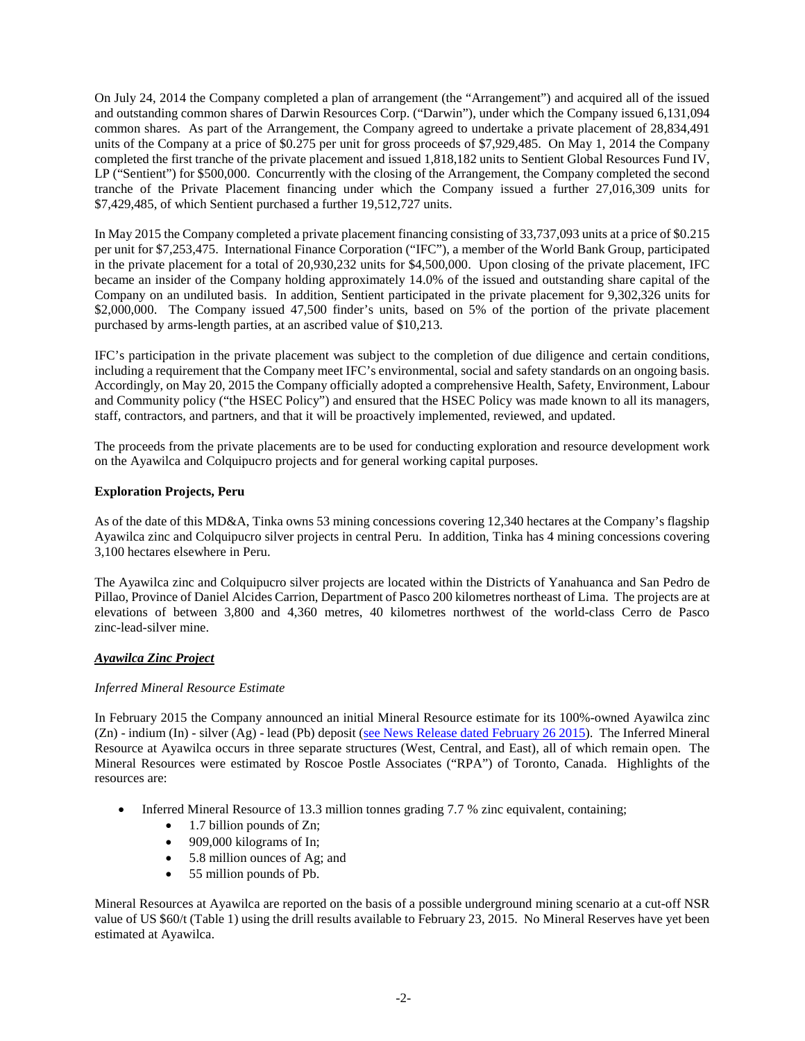On July 24, 2014 the Company completed a plan of arrangement (the "Arrangement") and acquired all of the issued and outstanding common shares of Darwin Resources Corp. ("Darwin"), under which the Company issued 6,131,094 common shares. As part of the Arrangement, the Company agreed to undertake a private placement of 28,834,491 units of the Company at a price of $0.275 per unit for gross proceeds of $7,929,485. On May 1, 2014 the Company completed the first tranche of the private placement and issued 1,818,182 units to Sentient Global Resources Fund IV, LP ("Sentient") for $500,000. Concurrently with the closing of the Arrangement, the Company completed the second tranche of the Private Placement financing under which the Company issued a further 27,016,309 units for $7,429,485, of which Sentient purchased a further 19,512,727 units.

In May 2015 the Company completed a private placement financing consisting of 33,737,093 units at a price of $0.215 per unit for $7,253,475. International Finance Corporation ("IFC"), a member of the World Bank Group, participated in the private placement for a total of 20,930,232 units for $4,500,000. Upon closing of the private placement, IFC became an insider of the Company holding approximately 14.0% of the issued and outstanding share capital of the Company on an undiluted basis. In addition, Sentient participated in the private placement for 9,302,326 units for $2,000,000. The Company issued 47,500 finder's units, based on 5% of the portion of the private placement purchased by arms-length parties, at an ascribed value of $10,213.

IFC's participation in the private placement was subject to the completion of due diligence and certain conditions, including a requirement that the Company meet IFC's environmental, social and safety standards on an ongoing basis. Accordingly, on May 20, 2015 the Company officially adopted a comprehensive Health, Safety, Environment, Labour and Community policy ("the HSEC Policy") and ensured that the HSEC Policy was made known to all its managers, staff, contractors, and partners, and that it will be proactively implemented, reviewed, and updated.

The proceeds from the private placements are to be used for conducting exploration and resource development work on the Ayawilca and Colquipucro projects and for general working capital purposes.

**Exploration Projects, Peru**

As of the date of this MD&A, Tinka owns 53 mining concessions covering 12,340 hectares at the Company's flagship Ayawilca zinc and Colquipucro silver projects in central Peru. In addition, Tinka has 4 mining concessions covering 3,100 hectares elsewhere in Peru.

The Ayawilca zinc and Colquipucro silver projects are located within the Districts of Yanahuanca and San Pedro de Pillao, Province of Daniel Alcides Carrion, Department of Pasco 200 kilometres northeast of Lima. The projects are at elevations of between 3,800 and 4,360 metres, 40 kilometres northwest of the world-class Cerro de Pasco zinc-lead-silver mine.

***Ayawilca Zinc Project***

*Inferred Mineral Resource Estimate*

In February 2015 the Company announced an initial Mineral Resource estimate for its 100%-owned Ayawilca zinc (Zn) - indium (In) - silver (Ag) - lead (Pb) deposit (see News Release dated February 26 2015). The Inferred Mineral Resource at Ayawilca occurs in three separate structures (West, Central, and East), all of which remain open. The Mineral Resources were estimated by Roscoe Postle Associates ("RPA") of Toronto, Canada. Highlights of the resources are:

- Inferred Mineral Resource of 13.3 million tonnes grading 7.7 % zinc equivalent, containing;
  - 1.7 billion pounds of Zn;
  - 909,000 kilograms of In;
  - 5.8 million ounces of Ag; and
  - 55 million pounds of Pb.

Mineral Resources at Ayawilca are reported on the basis of a possible underground mining scenario at a cut-off NSR value of US $60/t (Table 1) using the drill results available to February 23, 2015. No Mineral Reserves have yet been estimated at Ayawilca.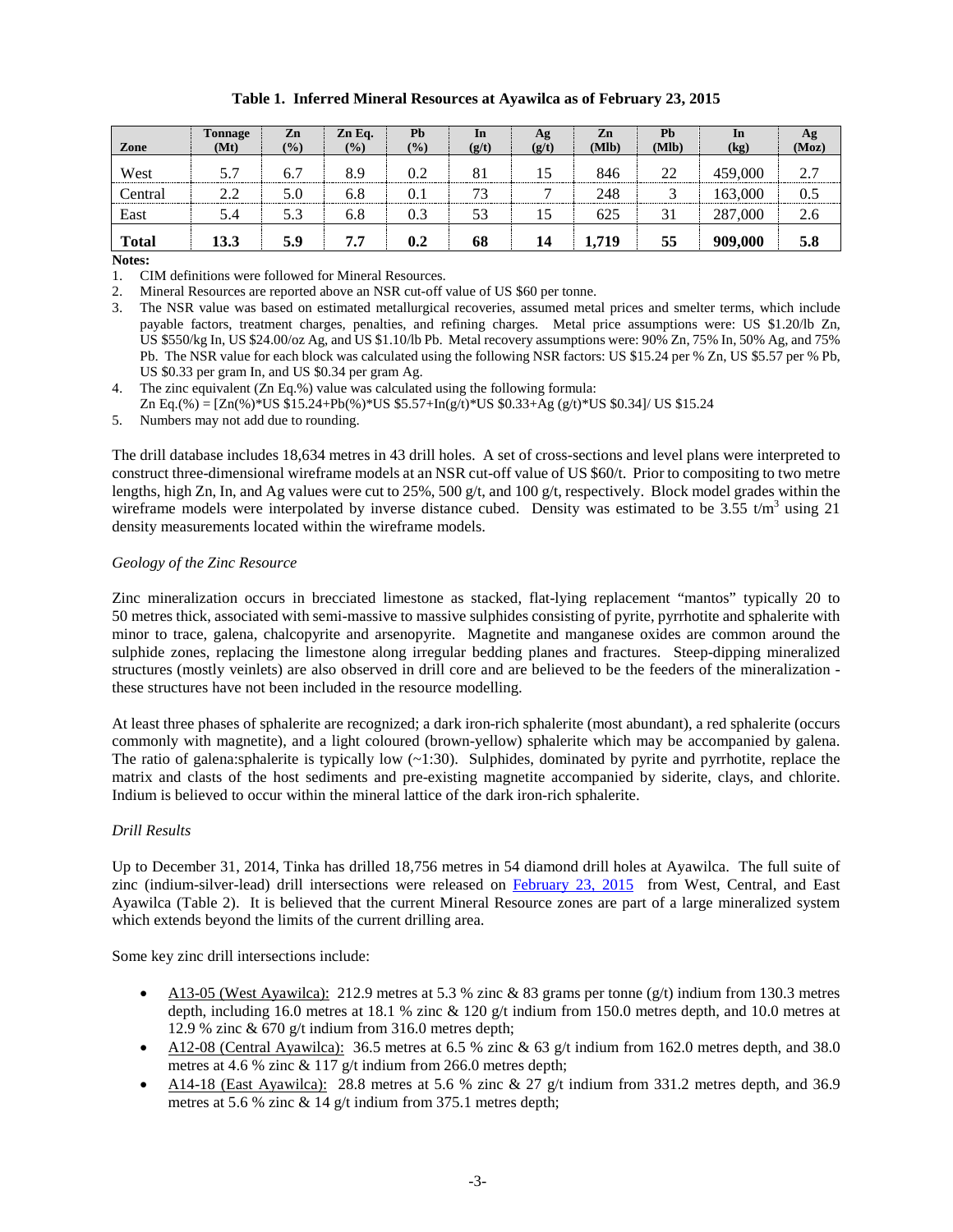**Table 1. Inferred Mineral Resources at Ayawilca as of February 23, 2015**

| Zone | Tonnage (Mt) | Zn (%) | Zn Eq. (%) | Pb (%) | In (g/t) | Ag (g/t) | Zn (Mlb) | Pb (Mlb) | In (kg) | Ag (Moz) |
|---|---|---|---|---|---|---|---|---|---|---|
| West | 5.7 | 6.7 | 8.9 | 0.2 | 81 | 15 | 846 | 22 | 459,000 | 2.7 |
| Central | 2.2 | 5.0 | 6.8 | 0.1 | 73 | 7 | 248 | 3 | 163,000 | 0.5 |
| East | 5.4 | 5.3 | 6.8 | 0.3 | 53 | 15 | 625 | 31 | 287,000 | 2.6 |
| **Total** | **13.3** | **5.9** | **7.7** | **0.2** | **68** | **14** | **1,719** | **55** | **909,000** | **5.8** |

**Notes:**

1. CIM definitions were followed for Mineral Resources.
2. Mineral Resources are reported above an NSR cut-off value of US $60 per tonne.
3. The NSR value was based on estimated metallurgical recoveries, assumed metal prices and smelter terms, which include payable factors, treatment charges, penalties, and refining charges. Metal price assumptions were: US $1.20/lb Zn, US $550/kg In, US $24.00/oz Ag, and US $1.10/lb Pb. Metal recovery assumptions were: 90% Zn, 75% In, 50% Ag, and 75% Pb. The NSR value for each block was calculated using the following NSR factors: US $15.24 per % Zn, US $5.57 per % Pb, US $0.33 per gram In, and US $0.34 per gram Ag.
4. The zinc equivalent (Zn Eq.%) value was calculated using the following formula:
   Zn Eq.(%) = [Zn(%)*US $15.24+Pb(%)*US $5.57+In(g/t)*US $0.33+Ag (g/t)*US $0.34]/ US $15.24
5. Numbers may not add due to rounding.

The drill database includes 18,634 metres in 43 drill holes. A set of cross-sections and level plans were interpreted to construct three-dimensional wireframe models at an NSR cut-off value of US $60/t. Prior to compositing to two metre lengths, high Zn, In, and Ag values were cut to 25%, 500 g/t, and 100 g/t, respectively. Block model grades within the wireframe models were interpolated by inverse distance cubed. Density was estimated to be 3.55 t/m$^3$ using 21 density measurements located within the wireframe models.

*Geology of the Zinc Resource*

Zinc mineralization occurs in brecciated limestone as stacked, flat-lying replacement "mantos" typically 20 to 50 metres thick, associated with semi-massive to massive sulphides consisting of pyrite, pyrrhotite and sphalerite with minor to trace, galena, chalcopyrite and arsenopyrite. Magnetite and manganese oxides are common around the sulphide zones, replacing the limestone along irregular bedding planes and fractures. Steep-dipping mineralized structures (mostly veinlets) are also observed in drill core and are believed to be the feeders of the mineralization - these structures have not been included in the resource modelling.

At least three phases of sphalerite are recognized; a dark iron-rich sphalerite (most abundant), a red sphalerite (occurs commonly with magnetite), and a light coloured (brown-yellow) sphalerite which may be accompanied by galena. The ratio of galena:sphalerite is typically low (~1:30). Sulphides, dominated by pyrite and pyrrhotite, replace the matrix and clasts of the host sediments and pre-existing magnetite accompanied by siderite, clays, and chlorite. Indium is believed to occur within the mineral lattice of the dark iron-rich sphalerite.

*Drill Results*

Up to December 31, 2014, Tinka has drilled 18,756 metres in 54 diamond drill holes at Ayawilca. The full suite of zinc (indium-silver-lead) drill intersections were released on February 23, 2015 from West, Central, and East Ayawilca (Table 2). It is believed that the current Mineral Resource zones are part of a large mineralized system which extends beyond the limits of the current drilling area.

Some key zinc drill intersections include:

- A13-05 (West Ayawilca): 212.9 metres at 5.3 % zinc & 83 grams per tonne (g/t) indium from 130.3 metres depth, including 16.0 metres at 18.1 % zinc & 120 g/t indium from 150.0 metres depth, and 10.0 metres at 12.9 % zinc & 670 g/t indium from 316.0 metres depth;
- A12-08 (Central Ayawilca): 36.5 metres at 6.5 % zinc & 63 g/t indium from 162.0 metres depth, and 38.0 metres at 4.6 % zinc & 117 g/t indium from 266.0 metres depth;
- A14-18 (East Ayawilca): 28.8 metres at 5.6 % zinc & 27 g/t indium from 331.2 metres depth, and 36.9 metres at 5.6 % zinc & 14 g/t indium from 375.1 metres depth;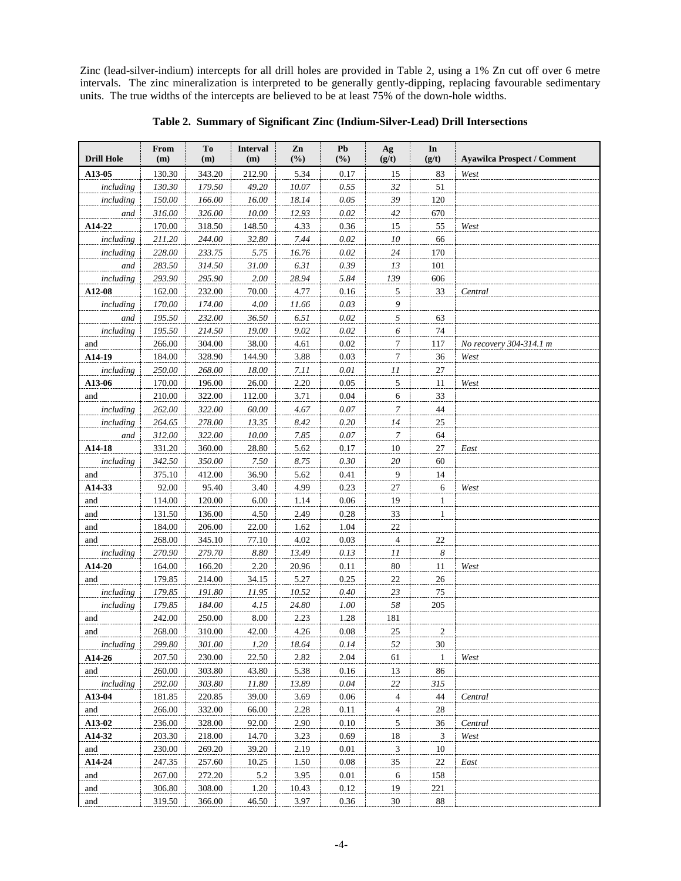Zinc (lead-silver-indium) intercepts for all drill holes are provided in Table 2, using a 1% Zn cut off over 6 metre intervals. The zinc mineralization is interpreted to be generally gently-dipping, replacing favourable sedimentary units. The true widths of the intercepts are believed to be at least 75% of the down-hole widths.

**Table 2. Summary of Significant Zinc (Indium-Silver-Lead) Drill Intersections**

| Drill Hole | From (m) | To (m) | Interval (m) | Zn (%) | Pb (%) | Ag (g/t) | In (g/t) | Ayawilca Prospect / Comment |
|---|---|---|---|---|---|---|---|---|
| **A13-05** | 130.30 | 343.20 | 212.90 | 5.34 | 0.17 | 15 | 83 | *West* |
| *including* | *130.30* | *179.50* | *49.20* | *10.07* | *0.55* | *32* | 51 | |
| *including* | *150.00* | *166.00* | *16.00* | *18.14* | *0.05* | *39* | 120 | |
| *and* | *316.00* | *326.00* | *10.00* | *12.93* | *0.02* | *42* | 670 | |
| **A14-22** | 170.00 | 318.50 | 148.50 | 4.33 | 0.36 | 15 | 55 | *West* |
| *including* | *211.20* | *244.00* | *32.80* | *7.44* | *0.02* | *10* | 66 | |
| *including* | *228.00* | *233.75* | *5.75* | *16.76* | *0.02* | *24* | 170 | |
| *and* | *283.50* | *314.50* | *31.00* | *6.31* | *0.39* | *13* | 101 | |
| *including* | *293.90* | *295.90* | *2.00* | *28.94* | *5.84* | *139* | 606 | |
| **A12-08** | 162.00 | 232.00 | 70.00 | 4.77 | 0.16 | 5 | 33 | *Central* |
| *including* | *170.00* | *174.00* | *4.00* | *11.66* | *0.03* | *9* | | |
| *and* | *195.50* | *232.00* | *36.50* | *6.51* | *0.02* | *5* | 63 | |
| *including* | *195.50* | *214.50* | *19.00* | *9.02* | *0.02* | *6* | 74 | |
| and | 266.00 | 304.00 | 38.00 | 4.61 | 0.02 | 7 | 117 | *No recovery 304-314.1 m* |
| **A14-19** | 184.00 | 328.90 | 144.90 | 3.88 | 0.03 | 7 | 36 | *West* |
| *including* | *250.00* | *268.00* | *18.00* | *7.11* | *0.01* | *11* | 27 | |
| **A13-06** | 170.00 | 196.00 | 26.00 | 2.20 | 0.05 | 5 | 11 | *West* |
| and | 210.00 | 322.00 | 112.00 | 3.71 | 0.04 | 6 | 33 | |
| *including* | *262.00* | *322.00* | *60.00* | *4.67* | *0.07* | *7* | 44 | |
| *including* | *264.65* | *278.00* | *13.35* | *8.42* | *0.20* | *14* | 25 | |
| *and* | *312.00* | *322.00* | *10.00* | *7.85* | *0.07* | *7* | 64 | |
| **A14-18** | 331.20 | 360.00 | 28.80 | 5.62 | 0.17 | 10 | 27 | *East* |
| *including* | *342.50* | *350.00* | *7.50* | *8.75* | *0.30* | *20* | 60 | |
| and | 375.10 | 412.00 | 36.90 | 5.62 | 0.41 | 9 | 14 | |
| **A14-33** | 92.00 | 95.40 | 3.40 | 4.99 | 0.23 | 27 | 6 | *West* |
| and | 114.00 | 120.00 | 6.00 | 1.14 | 0.06 | 19 | 1 | |
| and | 131.50 | 136.00 | 4.50 | 2.49 | 0.28 | 33 | 1 | |
| and | 184.00 | 206.00 | 22.00 | 1.62 | 1.04 | 22 | | |
| and | 268.00 | 345.10 | 77.10 | 4.02 | 0.03 | 4 | 22 | |
| *including* | *270.90* | *279.70* | *8.80* | *13.49* | *0.13* | *11* | *8* | |
| **A14-20** | 164.00 | 166.20 | 2.20 | 20.96 | 0.11 | 80 | 11 | *West* |
| and | 179.85 | 214.00 | 34.15 | 5.27 | 0.25 | 22 | 26 | |
| *including* | *179.85* | *191.80* | *11.95* | *10.52* | *0.40* | *23* | 75 | |
| *including* | *179.85* | *184.00* | *4.15* | *24.80* | *1.00* | *58* | 205 | |
| and | 242.00 | 250.00 | 8.00 | 2.23 | 1.28 | 181 | | |
| and | 268.00 | 310.00 | 42.00 | 4.26 | 0.08 | 25 | 2 | |
| *including* | *299.80* | *301.00* | *1.20* | *18.64* | *0.14* | *52* | 30 | |
| **A14-26** | 207.50 | 230.00 | 22.50 | 2.82 | 2.04 | 61 | 1 | *West* |
| and | 260.00 | 303.80 | 43.80 | 5.38 | 0.16 | 13 | 86 | |
| *including* | *292.00* | *303.80* | *11.80* | *13.89* | *0.04* | *22* | *315* | |
| **A13-04** | 181.85 | 220.85 | 39.00 | 3.69 | 0.06 | 4 | 44 | *Central* |
| and | 266.00 | 332.00 | 66.00 | 2.28 | 0.11 | 4 | 28 | |
| **A13-02** | 236.00 | 328.00 | 92.00 | 2.90 | 0.10 | 5 | 36 | *Central* |
| **A14-32** | 203.30 | 218.00 | 14.70 | 3.23 | 0.69 | 18 | 3 | *West* |
| and | 230.00 | 269.20 | 39.20 | 2.19 | 0.01 | 3 | 10 | |
| **A14-24** | 247.35 | 257.60 | 10.25 | 1.50 | 0.08 | 35 | 22 | *East* |
| and | 267.00 | 272.20 | 5.2 | 3.95 | 0.01 | 6 | 158 | |
| and | 306.80 | 308.00 | 1.20 | 10.43 | 0.12 | 19 | 221 | |
| and | 319.50 | 366.00 | 46.50 | 3.97 | 0.36 | 30 | 88 | |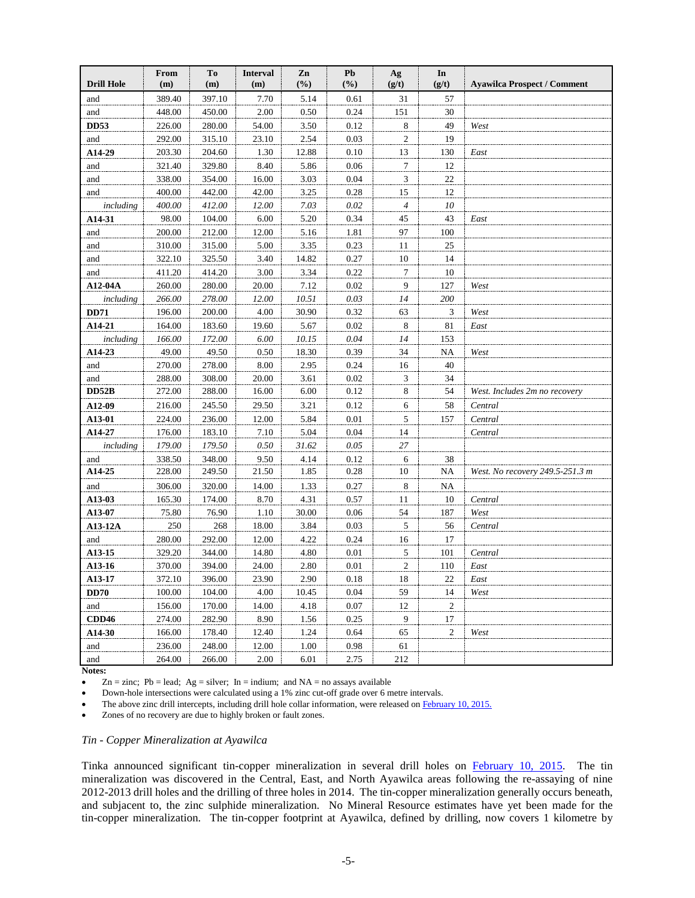| Drill Hole | From (m) | To (m) | Interval (m) | Zn (%) | Pb (%) | Ag (g/t) | In (g/t) | Ayawilca Prospect / Comment |
|---|---|---|---|---|---|---|---|---|
| and | 389.40 | 397.10 | 7.70 | 5.14 | 0.61 | 31 | 57 | |
| and | 448.00 | 450.00 | 2.00 | 0.50 | 0.24 | 151 | 30 | |
| **DD53** | 226.00 | 280.00 | 54.00 | 3.50 | 0.12 | 8 | 49 | *West* |
| and | 292.00 | 315.10 | 23.10 | 2.54 | 0.03 | 2 | 19 | |
| **A14-29** | 203.30 | 204.60 | 1.30 | 12.88 | 0.10 | 13 | 130 | *East* |
| and | 321.40 | 329.80 | 8.40 | 5.86 | 0.06 | 7 | 12 | |
| and | 338.00 | 354.00 | 16.00 | 3.03 | 0.04 | 3 | 22 | |
| and | 400.00 | 442.00 | 42.00 | 3.25 | 0.28 | 15 | 12 | |
| *including* | *400.00* | *412.00* | *12.00* | *7.03* | *0.02* | *4* | *10* | |
| **A14-31** | 98.00 | 104.00 | 6.00 | 5.20 | 0.34 | 45 | 43 | *East* |
| and | 200.00 | 212.00 | 12.00 | 5.16 | 1.81 | 97 | 100 | |
| and | 310.00 | 315.00 | 5.00 | 3.35 | 0.23 | 11 | 25 | |
| and | 322.10 | 325.50 | 3.40 | 14.82 | 0.27 | 10 | 14 | |
| and | 411.20 | 414.20 | 3.00 | 3.34 | 0.22 | 7 | 10 | |
| **A12-04A** | 260.00 | 280.00 | 20.00 | 7.12 | 0.02 | 9 | 127 | *West* |
| *including* | *266.00* | *278.00* | *12.00* | *10.51* | *0.03* | *14* | *200* | |
| **DD71** | 196.00 | 200.00 | 4.00 | 30.90 | 0.32 | 63 | 3 | *West* |
| **A14-21** | 164.00 | 183.60 | 19.60 | 5.67 | 0.02 | 8 | 81 | *East* |
| *including* | *166.00* | *172.00* | *6.00* | *10.15* | *0.04* | *14* | 153 | |
| **A14-23** | 49.00 | 49.50 | 0.50 | 18.30 | 0.39 | 34 | NA | *West* |
| and | 270.00 | 278.00 | 8.00 | 2.95 | 0.24 | 16 | 40 | |
| and | 288.00 | 308.00 | 20.00 | 3.61 | 0.02 | 3 | 34 | |
| **DD52B** | 272.00 | 288.00 | 16.00 | 6.00 | 0.12 | 8 | 54 | *West. Includes 2m no recovery* |
| **A12-09** | 216.00 | 245.50 | 29.50 | 3.21 | 0.12 | 6 | 58 | *Central* |
| **A13-01** | 224.00 | 236.00 | 12.00 | 5.84 | 0.01 | 5 | 157 | *Central* |
| **A14-27** | 176.00 | 183.10 | 7.10 | 5.04 | 0.04 | 14 | | *Central* |
| *including* | *179.00* | *179.50* | *0.50* | *31.62* | *0.05* | *27* | | |
| and | 338.50 | 348.00 | 9.50 | 4.14 | 0.12 | 6 | 38 | |
| **A14-25** | 228.00 | 249.50 | 21.50 | 1.85 | 0.28 | 10 | NA | *West. No recovery 249.5-251.3 m* |
| and | 306.00 | 320.00 | 14.00 | 1.33 | 0.27 | 8 | NA | |
| **A13-03** | 165.30 | 174.00 | 8.70 | 4.31 | 0.57 | 11 | 10 | *Central* |
| **A13-07** | 75.80 | 76.90 | 1.10 | 30.00 | 0.06 | 54 | 187 | *West* |
| **A13-12A** | 250 | 268 | 18.00 | 3.84 | 0.03 | 5 | 56 | *Central* |
| and | 280.00 | 292.00 | 12.00 | 4.22 | 0.24 | 16 | 17 | |
| **A13-15** | 329.20 | 344.00 | 14.80 | 4.80 | 0.01 | 5 | 101 | *Central* |
| **A13-16** | 370.00 | 394.00 | 24.00 | 2.80 | 0.01 | 2 | 110 | *East* |
| **A13-17** | 372.10 | 396.00 | 23.90 | 2.90 | 0.18 | 18 | 22 | *East* |
| **DD70** | 100.00 | 104.00 | 4.00 | 10.45 | 0.04 | 59 | 14 | *West* |
| and | 156.00 | 170.00 | 14.00 | 4.18 | 0.07 | 12 | 2 | |
| **CDD46** | 274.00 | 282.90 | 8.90 | 1.56 | 0.25 | 9 | 17 | |
| **A14-30** | 166.00 | 178.40 | 12.40 | 1.24 | 0.64 | 65 | 2 | *West* |
| and | 236.00 | 248.00 | 12.00 | 1.00 | 0.98 | 61 | | |
| and | 264.00 | 266.00 | 2.00 | 6.01 | 2.75 | 212 | | |

**Notes:**

- Zn = zinc; Pb = lead; Ag = silver; In = indium; and NA = no assays available
- Down-hole intersections were calculated using a 1% zinc cut-off grade over 6 metre intervals.
- The above zinc drill intercepts, including drill hole collar information, were released on February 10, 2015.
- Zones of no recovery are due to highly broken or fault zones.

*Tin - Copper Mineralization at Ayawilca*

Tinka announced significant tin-copper mineralization in several drill holes on February 10, 2015. The tin mineralization was discovered in the Central, East, and North Ayawilca areas following the re-assaying of nine 2012-2013 drill holes and the drilling of three holes in 2014. The tin-copper mineralization generally occurs beneath, and subjacent to, the zinc sulphide mineralization. No Mineral Resource estimates have yet been made for the tin-copper mineralization. The tin-copper footprint at Ayawilca, defined by drilling, now covers 1 kilometre by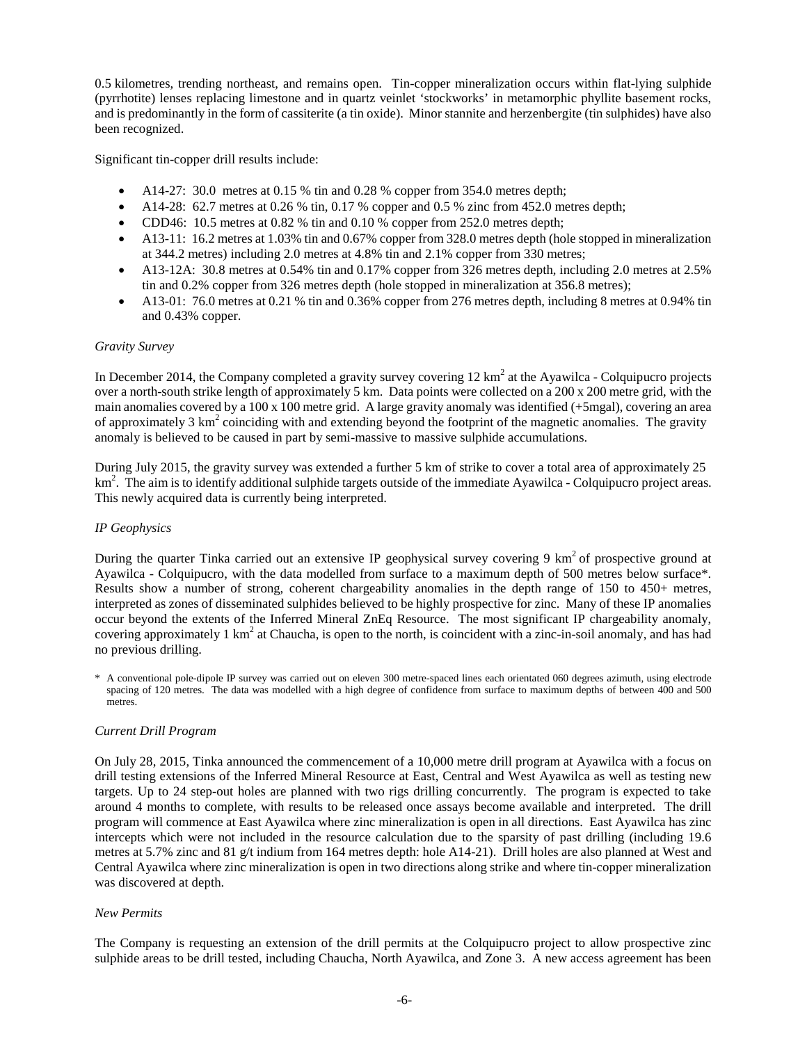0.5 kilometres, trending northeast, and remains open. Tin-copper mineralization occurs within flat-lying sulphide (pyrrhotite) lenses replacing limestone and in quartz veinlet 'stockworks' in metamorphic phyllite basement rocks, and is predominantly in the form of cassiterite (a tin oxide). Minor stannite and herzenbergite (tin sulphides) have also been recognized.

Significant tin-copper drill results include:

- A14-27: 30.0 metres at 0.15 % tin and 0.28 % copper from 354.0 metres depth;
- A14-28: 62.7 metres at 0.26 % tin, 0.17 % copper and 0.5 % zinc from 452.0 metres depth;
- CDD46: 10.5 metres at 0.82 % tin and 0.10 % copper from 252.0 metres depth;
- A13-11: 16.2 metres at 1.03% tin and 0.67% copper from 328.0 metres depth (hole stopped in mineralization at 344.2 metres) including 2.0 metres at 4.8% tin and 2.1% copper from 330 metres;
- A13-12A: 30.8 metres at 0.54% tin and 0.17% copper from 326 metres depth, including 2.0 metres at 2.5% tin and 0.2% copper from 326 metres depth (hole stopped in mineralization at 356.8 metres);
- A13-01: 76.0 metres at 0.21 % tin and 0.36% copper from 276 metres depth, including 8 metres at 0.94% tin and 0.43% copper.

*Gravity Survey*

In December 2014, the Company completed a gravity survey covering 12 $km^2$ at the Ayawilca - Colquipucro projects over a north-south strike length of approximately 5 km. Data points were collected on a 200 x 200 metre grid, with the main anomalies covered by a 100 x 100 metre grid. A large gravity anomaly was identified (+5mgal), covering an area of approximately 3 $km^2$ coinciding with and extending beyond the footprint of the magnetic anomalies. The gravity anomaly is believed to be caused in part by semi-massive to massive sulphide accumulations.

During July 2015, the gravity survey was extended a further 5 km of strike to cover a total area of approximately 25 $km^2$. The aim is to identify additional sulphide targets outside of the immediate Ayawilca - Colquipucro project areas. This newly acquired data is currently being interpreted.

*IP Geophysics*

During the quarter Tinka carried out an extensive IP geophysical survey covering 9 $km^2$ of prospective ground at Ayawilca - Colquipucro, with the data modelled from surface to a maximum depth of 500 metres below surface*. Results show a number of strong, coherent chargeability anomalies in the depth range of 150 to 450+ metres, interpreted as zones of disseminated sulphides believed to be highly prospective for zinc. Many of these IP anomalies occur beyond the extents of the Inferred Mineral ZnEq Resource. The most significant IP chargeability anomaly, covering approximately 1 $km^2$ at Chaucha, is open to the north, is coincident with a zinc-in-soil anomaly, and has had no previous drilling.

\* A conventional pole-dipole IP survey was carried out on eleven 300 metre-spaced lines each orientated 060 degrees azimuth, using electrode spacing of 120 metres. The data was modelled with a high degree of confidence from surface to maximum depths of between 400 and 500 metres.

*Current Drill Program*

On July 28, 2015, Tinka announced the commencement of a 10,000 metre drill program at Ayawilca with a focus on drill testing extensions of the Inferred Mineral Resource at East, Central and West Ayawilca as well as testing new targets. Up to 24 step-out holes are planned with two rigs drilling concurrently. The program is expected to take around 4 months to complete, with results to be released once assays become available and interpreted. The drill program will commence at East Ayawilca where zinc mineralization is open in all directions. East Ayawilca has zinc intercepts which were not included in the resource calculation due to the sparsity of past drilling (including 19.6 metres at 5.7% zinc and 81 g/t indium from 164 metres depth: hole A14-21). Drill holes are also planned at West and Central Ayawilca where zinc mineralization is open in two directions along strike and where tin-copper mineralization was discovered at depth.

*New Permits*

The Company is requesting an extension of the drill permits at the Colquipucro project to allow prospective zinc sulphide areas to be drill tested, including Chaucha, North Ayawilca, and Zone 3. A new access agreement has been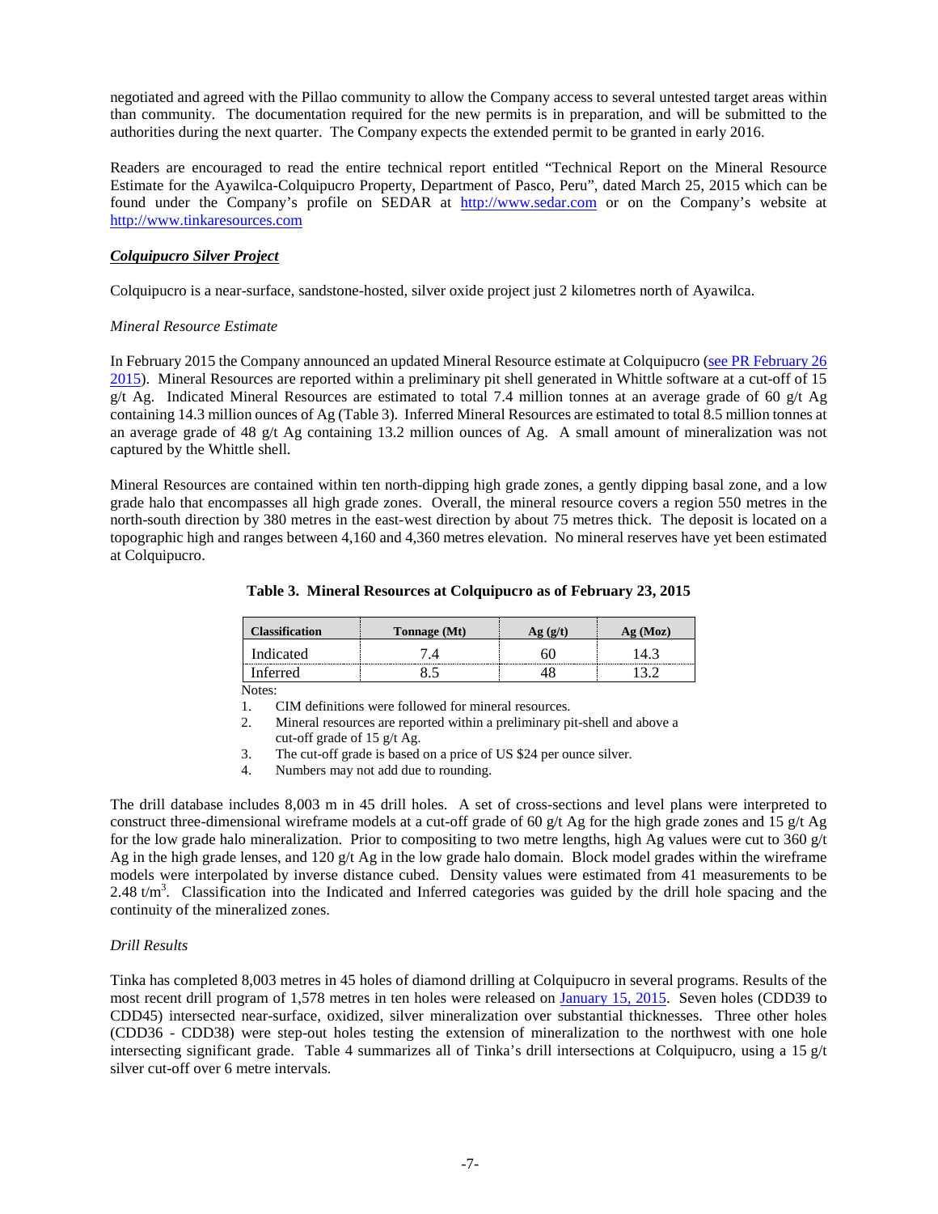negotiated and agreed with the Pillao community to allow the Company access to several untested target areas within than community. The documentation required for the new permits is in preparation, and will be submitted to the authorities during the next quarter. The Company expects the extended permit to be granted in early 2016.

Readers are encouraged to read the entire technical report entitled "Technical Report on the Mineral Resource Estimate for the Ayawilca-Colquipucro Property, Department of Pasco, Peru", dated March 25, 2015 which can be found under the Company's profile on SEDAR at http://www.sedar.com or on the Company's website at http://www.tinkaresources.com

### ***Colquipucro Silver Project***

Colquipucro is a near-surface, sandstone-hosted, silver oxide project just 2 kilometres north of Ayawilca.

*Mineral Resource Estimate*

In February 2015 the Company announced an updated Mineral Resource estimate at Colquipucro (see PR February 26 2015). Mineral Resources are reported within a preliminary pit shell generated in Whittle software at a cut-off of 15 g/t Ag. Indicated Mineral Resources are estimated to total 7.4 million tonnes at an average grade of 60 g/t Ag containing 14.3 million ounces of Ag (Table 3). Inferred Mineral Resources are estimated to total 8.5 million tonnes at an average grade of 48 g/t Ag containing 13.2 million ounces of Ag. A small amount of mineralization was not captured by the Whittle shell.

Mineral Resources are contained within ten north-dipping high grade zones, a gently dipping basal zone, and a low grade halo that encompasses all high grade zones. Overall, the mineral resource covers a region 550 metres in the north-south direction by 380 metres in the east-west direction by about 75 metres thick. The deposit is located on a topographic high and ranges between 4,160 and 4,360 metres elevation. No mineral reserves have yet been estimated at Colquipucro.

**Table 3. Mineral Resources at Colquipucro as of February 23, 2015**

| Classification | Tonnage (Mt) | Ag (g/t) | Ag (Moz) |
|---|---|---|---|
| Indicated | 7.4 | 60 | 14.3 |
| Inferred | 8.5 | 48 | 13.2 |

Notes:

1. CIM definitions were followed for mineral resources.
2. Mineral resources are reported within a preliminary pit-shell and above a cut-off grade of 15 g/t Ag.
3. The cut-off grade is based on a price of US $24 per ounce silver.
4. Numbers may not add due to rounding.

The drill database includes 8,003 m in 45 drill holes. A set of cross-sections and level plans were interpreted to construct three-dimensional wireframe models at a cut-off grade of 60 g/t Ag for the high grade zones and 15 g/t Ag for the low grade halo mineralization. Prior to compositing to two metre lengths, high Ag values were cut to 360 g/t Ag in the high grade lenses, and 120 g/t Ag in the low grade halo domain. Block model grades within the wireframe models were interpolated by inverse distance cubed. Density values were estimated from 41 measurements to be 2.48 t/m$^3$. Classification into the Indicated and Inferred categories was guided by the drill hole spacing and the continuity of the mineralized zones.

*Drill Results*

Tinka has completed 8,003 metres in 45 holes of diamond drilling at Colquipucro in several programs. Results of the most recent drill program of 1,578 metres in ten holes were released on January 15, 2015. Seven holes (CDD39 to CDD45) intersected near-surface, oxidized, silver mineralization over substantial thicknesses. Three other holes (CDD36 - CDD38) were step-out holes testing the extension of mineralization to the northwest with one hole intersecting significant grade. Table 4 summarizes all of Tinka's drill intersections at Colquipucro, using a 15 g/t silver cut-off over 6 metre intervals.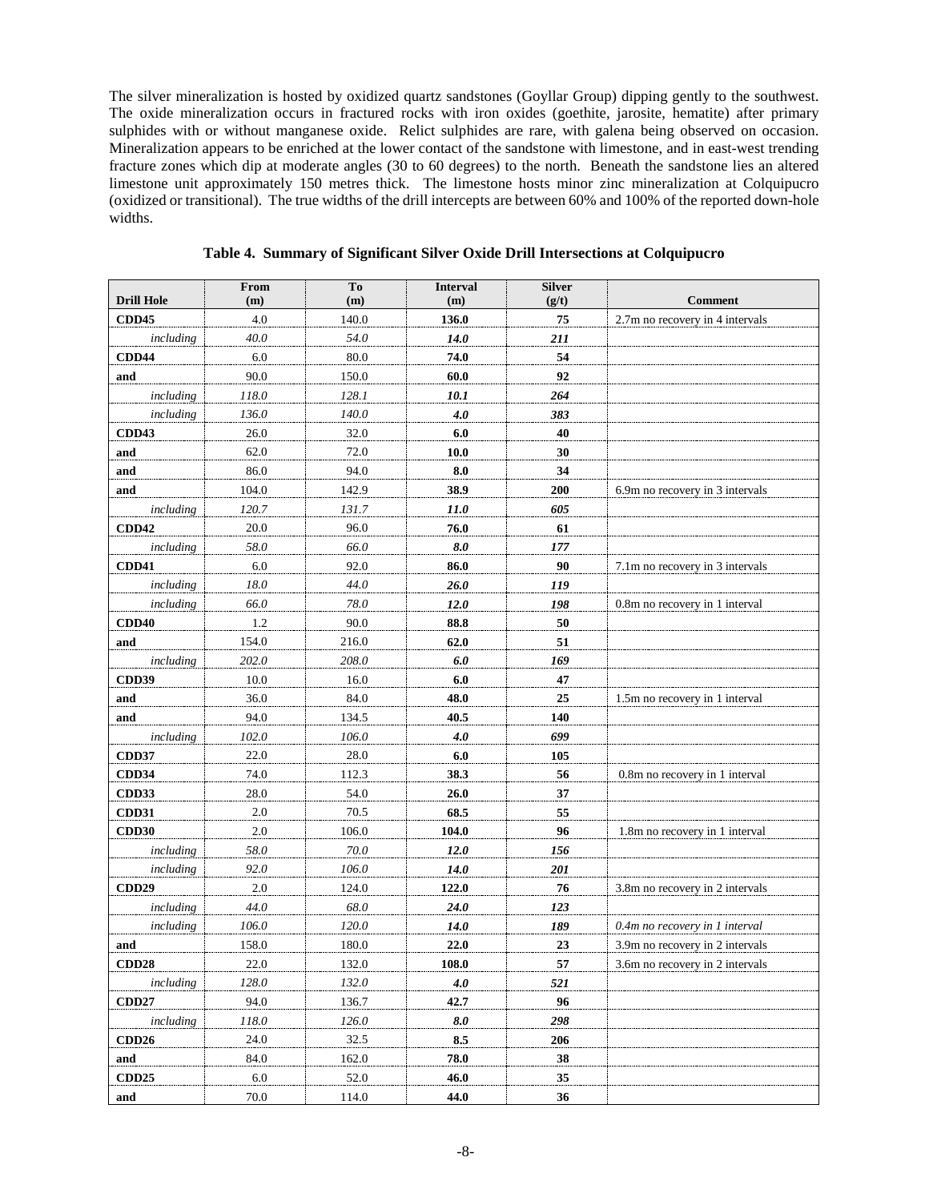The silver mineralization is hosted by oxidized quartz sandstones (Goyllar Group) dipping gently to the southwest. The oxide mineralization occurs in fractured rocks with iron oxides (goethite, jarosite, hematite) after primary sulphides with or without manganese oxide. Relict sulphides are rare, with galena being observed on occasion. Mineralization appears to be enriched at the lower contact of the sandstone with limestone, and in east-west trending fracture zones which dip at moderate angles (30 to 60 degrees) to the north. Beneath the sandstone lies an altered limestone unit approximately 150 metres thick. The limestone hosts minor zinc mineralization at Colquipucro (oxidized or transitional). The true widths of the drill intercepts are between 60% and 100% of the reported down-hole widths.

**Table 4. Summary of Significant Silver Oxide Drill Intersections at Colquipucro**

| Drill Hole | From (m) | To (m) | Interval (m) | Silver (g/t) | Comment |
|---|---|---|---|---|---|
| **CDD45** | 4.0 | 140.0 | **136.0** | **75** | 2.7m no recovery in 4 intervals |
| *including* | *40.0* | *54.0* | ***14.0*** | ***211*** | |
| **CDD44** | 6.0 | 80.0 | **74.0** | **54** | |
| **and** | 90.0 | 150.0 | **60.0** | **92** | |
| *including* | *118.0* | *128.1* | ***10.1*** | ***264*** | |
| *including* | *136.0* | *140.0* | ***4.0*** | ***383*** | |
| **CDD43** | 26.0 | 32.0 | **6.0** | **40** | |
| **and** | 62.0 | 72.0 | **10.0** | **30** | |
| **and** | 86.0 | 94.0 | **8.0** | **34** | |
| **and** | 104.0 | 142.9 | **38.9** | **200** | 6.9m no recovery in 3 intervals |
| *including* | *120.7* | *131.7* | ***11.0*** | ***605*** | |
| **CDD42** | 20.0 | 96.0 | **76.0** | **61** | |
| *including* | *58.0* | *66.0* | ***8.0*** | ***177*** | |
| **CDD41** | 6.0 | 92.0 | **86.0** | **90** | 7.1m no recovery in 3 intervals |
| *including* | *18.0* | *44.0* | ***26.0*** | ***119*** | |
| *including* | *66.0* | *78.0* | ***12.0*** | ***198*** | 0.8m no recovery in 1 interval |
| **CDD40** | 1.2 | 90.0 | **88.8** | **50** | |
| **and** | 154.0 | 216.0 | **62.0** | **51** | |
| *including* | *202.0* | *208.0* | ***6.0*** | ***169*** | |
| **CDD39** | 10.0 | 16.0 | **6.0** | **47** | |
| **and** | 36.0 | 84.0 | **48.0** | **25** | 1.5m no recovery in 1 interval |
| **and** | 94.0 | 134.5 | **40.5** | **140** | |
| *including* | *102.0* | *106.0* | ***4.0*** | ***699*** | |
| **CDD37** | 22.0 | 28.0 | **6.0** | **105** | |
| **CDD34** | 74.0 | 112.3 | **38.3** | **56** | 0.8m no recovery in 1 interval |
| **CDD33** | 28.0 | 54.0 | **26.0** | **37** | |
| **CDD31** | 2.0 | 70.5 | **68.5** | **55** | |
| **CDD30** | 2.0 | 106.0 | **104.0** | **96** | 1.8m no recovery in 1 interval |
| *including* | *58.0* | *70.0* | ***12.0*** | ***156*** | |
| *including* | *92.0* | *106.0* | ***14.0*** | ***201*** | |
| **CDD29** | 2.0 | 124.0 | **122.0** | **76** | 3.8m no recovery in 2 intervals |
| *including* | *44.0* | *68.0* | ***24.0*** | ***123*** | |
| *including* | *106.0* | *120.0* | ***14.0*** | ***189*** | *0.4m no recovery in 1 interval* |
| **and** | 158.0 | 180.0 | **22.0** | **23** | 3.9m no recovery in 2 intervals |
| **CDD28** | 22.0 | 132.0 | **108.0** | **57** | 3.6m no recovery in 2 intervals |
| *including* | *128.0* | *132.0* | ***4.0*** | ***521*** | |
| **CDD27** | 94.0 | 136.7 | **42.7** | **96** | |
| *including* | *118.0* | *126.0* | ***8.0*** | ***298*** | |
| **CDD26** | 24.0 | 32.5 | **8.5** | **206** | |
| **and** | 84.0 | 162.0 | **78.0** | **38** | |
| **CDD25** | 6.0 | 52.0 | **46.0** | **35** | |
| **and** | 70.0 | 114.0 | **44.0** | **36** | |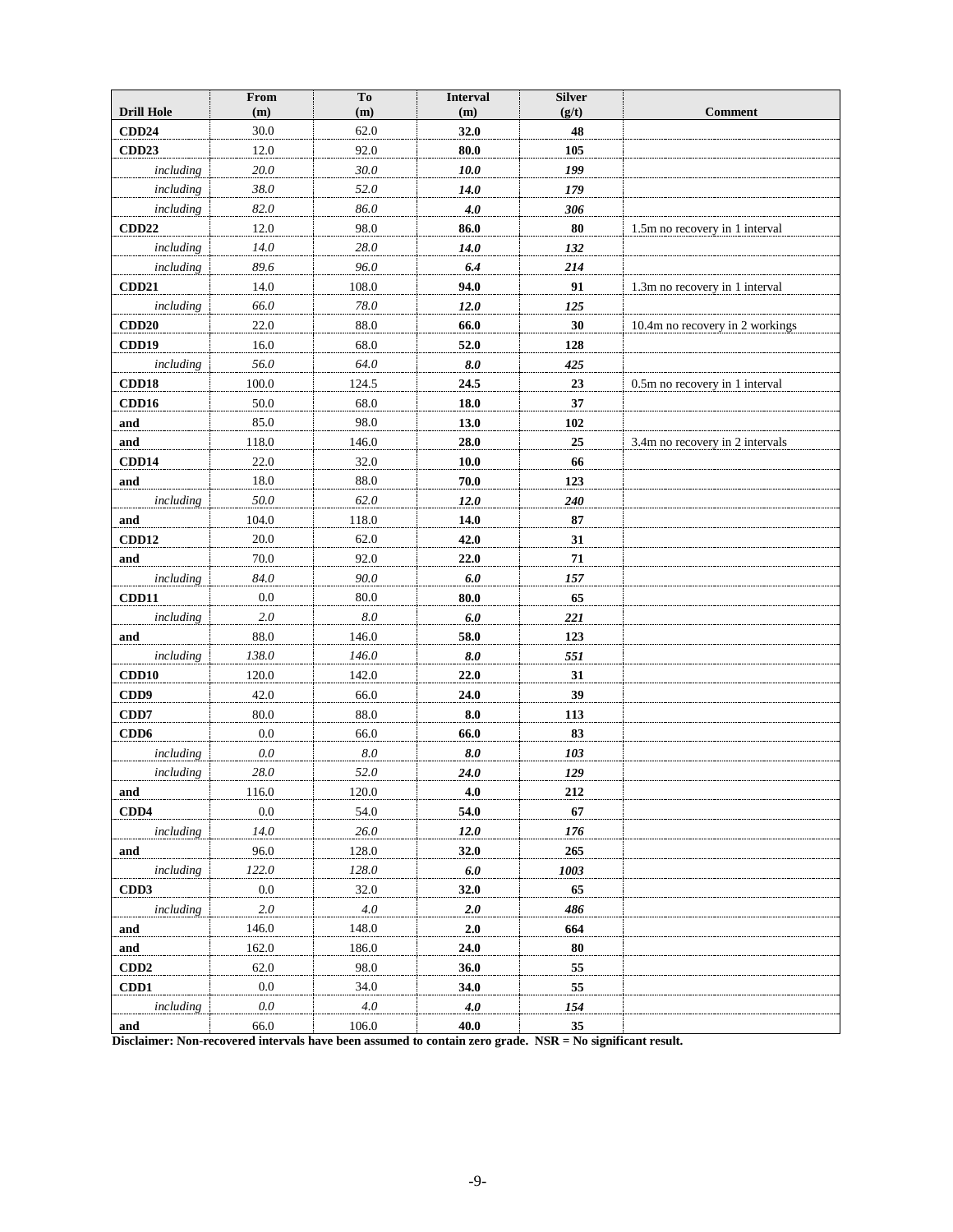| Drill Hole | From (m) | To (m) | Interval (m) | Silver (g/t) | Comment |
|---|---|---|---|---|---|
| **CDD24** | 30.0 | 62.0 | **32.0** | **48** | |
| **CDD23** | 12.0 | 92.0 | **80.0** | **105** | |
| *including* | *20.0* | *30.0* | ***10.0*** | ***199*** | |
| *including* | *38.0* | *52.0* | ***14.0*** | ***179*** | |
| *including* | *82.0* | *86.0* | ***4.0*** | ***306*** | |
| **CDD22** | 12.0 | 98.0 | **86.0** | **80** | 1.5m no recovery in 1 interval |
| *including* | *14.0* | *28.0* | ***14.0*** | ***132*** | |
| *including* | *89.6* | *96.0* | ***6.4*** | ***214*** | |
| **CDD21** | 14.0 | 108.0 | **94.0** | **91** | 1.3m no recovery in 1 interval |
| *including* | *66.0* | *78.0* | ***12.0*** | ***125*** | |
| **CDD20** | 22.0 | 88.0 | **66.0** | **30** | 10.4m no recovery in 2 workings |
| **CDD19** | 16.0 | 68.0 | **52.0** | **128** | |
| *including* | *56.0* | *64.0* | ***8.0*** | ***425*** | |
| **CDD18** | 100.0 | 124.5 | **24.5** | **23** | 0.5m no recovery in 1 interval |
| **CDD16** | 50.0 | 68.0 | **18.0** | **37** | |
| **and** | 85.0 | 98.0 | **13.0** | **102** | |
| **and** | 118.0 | 146.0 | **28.0** | **25** | 3.4m no recovery in 2 intervals |
| **CDD14** | 22.0 | 32.0 | **10.0** | **66** | |
| **and** | 18.0 | 88.0 | **70.0** | **123** | |
| *including* | *50.0* | *62.0* | ***12.0*** | ***240*** | |
| **and** | 104.0 | 118.0 | **14.0** | **87** | |
| **CDD12** | 20.0 | 62.0 | **42.0** | **31** | |
| **and** | 70.0 | 92.0 | **22.0** | **71** | |
| *including* | *84.0* | *90.0* | ***6.0*** | ***157*** | |
| **CDD11** | 0.0 | 80.0 | **80.0** | **65** | |
| *including* | *2.0* | *8.0* | ***6.0*** | ***221*** | |
| **and** | 88.0 | 146.0 | **58.0** | **123** | |
| *including* | *138.0* | *146.0* | ***8.0*** | ***551*** | |
| **CDD10** | 120.0 | 142.0 | **22.0** | **31** | |
| **CDD9** | 42.0 | 66.0 | **24.0** | **39** | |
| **CDD7** | 80.0 | 88.0 | **8.0** | **113** | |
| **CDD6** | 0.0 | 66.0 | **66.0** | **83** | |
| *including* | *0.0* | *8.0* | ***8.0*** | ***103*** | |
| *including* | *28.0* | *52.0* | ***24.0*** | ***129*** | |
| **and** | 116.0 | 120.0 | **4.0** | **212** | |
| **CDD4** | 0.0 | 54.0 | **54.0** | **67** | |
| *including* | *14.0* | *26.0* | ***12.0*** | ***176*** | |
| **and** | 96.0 | 128.0 | **32.0** | **265** | |
| *including* | *122.0* | *128.0* | ***6.0*** | ***1003*** | |
| **CDD3** | 0.0 | 32.0 | **32.0** | **65** | |
| *including* | *2.0* | *4.0* | ***2.0*** | ***486*** | |
| **and** | 146.0 | 148.0 | **2.0** | **664** | |
| **and** | 162.0 | 186.0 | **24.0** | **80** | |
| **CDD2** | 62.0 | 98.0 | **36.0** | **55** | |
| **CDD1** | 0.0 | 34.0 | **34.0** | **55** | |
| *including* | *0.0* | *4.0* | ***4.0*** | ***154*** | |
| **and** | 66.0 | 106.0 | **40.0** | **35** | |

**Disclaimer: Non-recovered intervals have been assumed to contain zero grade. NSR = No significant result.**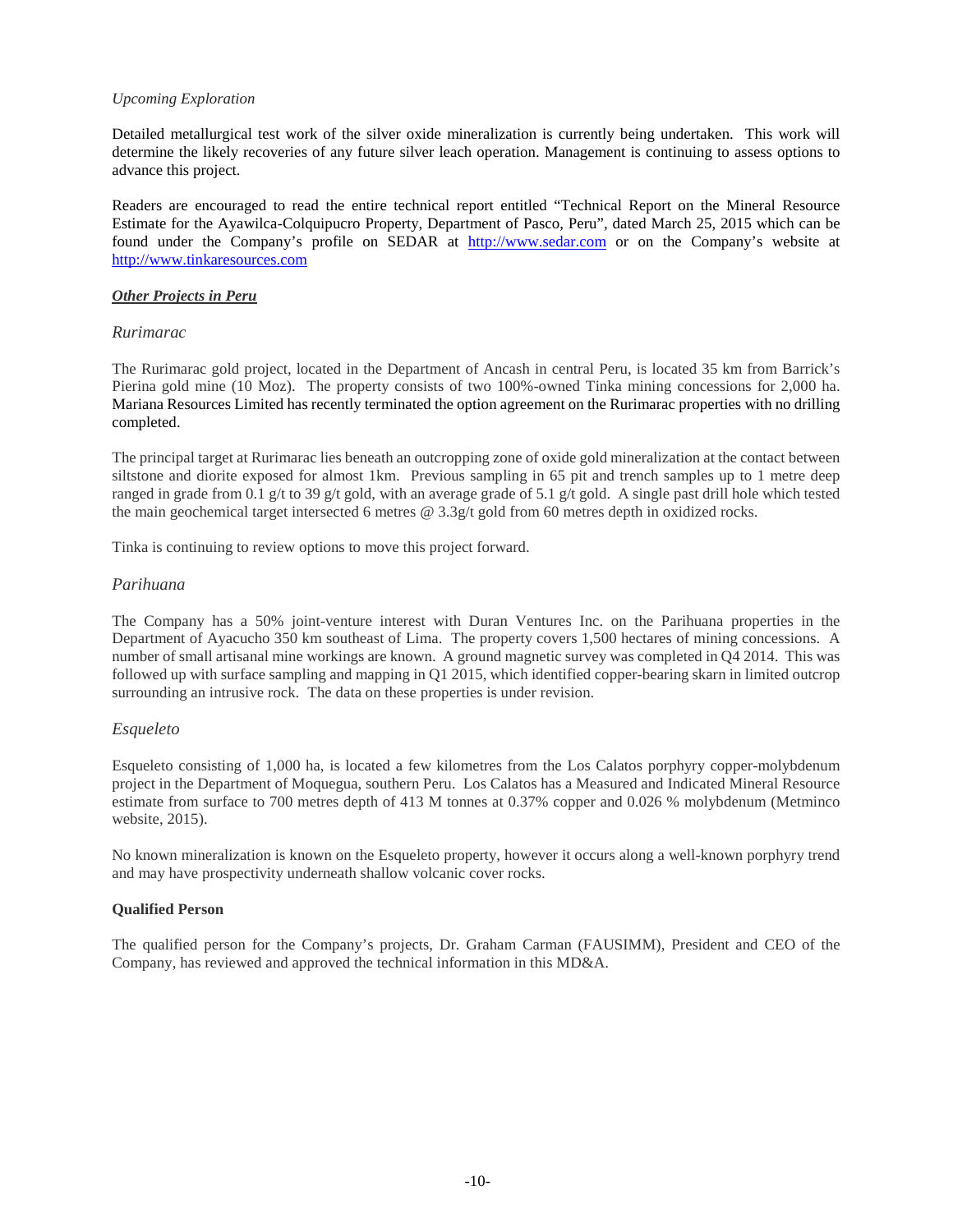*Upcoming Exploration*

Detailed metallurgical test work of the silver oxide mineralization is currently being undertaken. This work will determine the likely recoveries of any future silver leach operation. Management is continuing to assess options to advance this project.

Readers are encouraged to read the entire technical report entitled "Technical Report on the Mineral Resource Estimate for the Ayawilca-Colquipucro Property, Department of Pasco, Peru", dated March 25, 2015 which can be found under the Company's profile on SEDAR at http://www.sedar.com or on the Company's website at http://www.tinkaresources.com

## ***Other Projects in Peru***

### *Rurimarac*

The Rurimarac gold project, located in the Department of Ancash in central Peru, is located 35 km from Barrick's Pierina gold mine (10 Moz). The property consists of two 100%-owned Tinka mining concessions for 2,000 ha. Mariana Resources Limited has recently terminated the option agreement on the Rurimarac properties with no drilling completed.

The principal target at Rurimarac lies beneath an outcropping zone of oxide gold mineralization at the contact between siltstone and diorite exposed for almost 1km. Previous sampling in 65 pit and trench samples up to 1 metre deep ranged in grade from 0.1 g/t to 39 g/t gold, with an average grade of 5.1 g/t gold. A single past drill hole which tested the main geochemical target intersected 6 metres @ 3.3g/t gold from 60 metres depth in oxidized rocks.

Tinka is continuing to review options to move this project forward.

### *Parihuana*

The Company has a 50% joint-venture interest with Duran Ventures Inc. on the Parihuana properties in the Department of Ayacucho 350 km southeast of Lima. The property covers 1,500 hectares of mining concessions. A number of small artisanal mine workings are known. A ground magnetic survey was completed in Q4 2014. This was followed up with surface sampling and mapping in Q1 2015, which identified copper-bearing skarn in limited outcrop surrounding an intrusive rock. The data on these properties is under revision.

### *Esqueleto*

Esqueleto consisting of 1,000 ha, is located a few kilometres from the Los Calatos porphyry copper-molybdenum project in the Department of Moquegua, southern Peru. Los Calatos has a Measured and Indicated Mineral Resource estimate from surface to 700 metres depth of 413 M tonnes at 0.37% copper and 0.026 % molybdenum (Metminco website, 2015).

No known mineralization is known on the Esqueleto property, however it occurs along a well-known porphyry trend and may have prospectivity underneath shallow volcanic cover rocks.

**Qualified Person**

The qualified person for the Company's projects, Dr. Graham Carman (FAUSIMM), President and CEO of the Company, has reviewed and approved the technical information in this MD&A.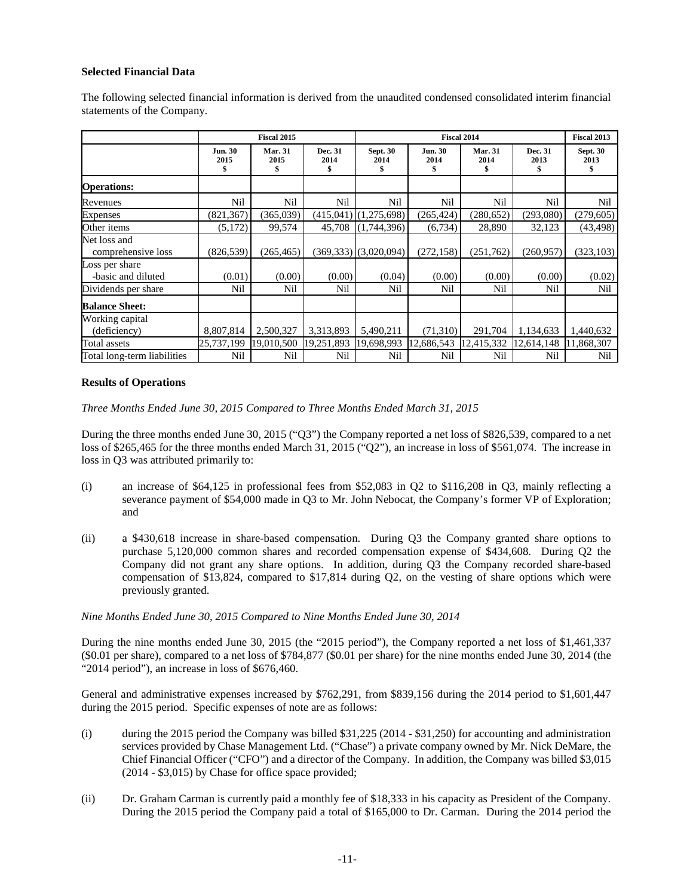### Selected Financial Data

The following selected financial information is derived from the unaudited condensed consolidated interim financial statements of the Company.

| | Fiscal 2015 | | | Fiscal 2014 | | | | Fiscal 2013 |
|---|---|---|---|---|---|---|---|---|
| | Jun. 30 2015 $ | Mar. 31 2015 $ | Dec. 31 2014 $ | Sept. 30 2014 $ | Jun. 30 2014 $ | Mar. 31 2014 $ | Dec. 31 2013 $ | Sept. 30 2013 $ |
| **Operations:** | | | | | | | | |
| Revenues | Nil | Nil | Nil | Nil | Nil | Nil | Nil | Nil |
| Expenses | (821,367) | (365,039) | (415,041) | (1,275,698) | (265,424) | (280,652) | (293,080) | (279,605) |
| Other items | (5,172) | 99,574 | 45,708 | (1,744,396) | (6,734) | 28,890 | 32,123 | (43,498) |
| Net loss and comprehensive loss | (826,539) | (265,465) | (369,333) | (3,020,094) | (272,158) | (251,762) | (260,957) | (323,103) |
| Loss per share -basic and diluted | (0.01) | (0.00) | (0.00) | (0.04) | (0.00) | (0.00) | (0.00) | (0.02) |
| Dividends per share | Nil | Nil | Nil | Nil | Nil | Nil | Nil | Nil |
| **Balance Sheet:** | | | | | | | | |
| Working capital (deficiency) | 8,807,814 | 2,500,327 | 3,313,893 | 5,490,211 | (71,310) | 291,704 | 1,134,633 | 1,440,632 |
| Total assets | 25,737,199 | 19,010,500 | 19,251,893 | 19,698,993 | 12,686,543 | 12,415,332 | 12,614,148 | 11,868,307 |
| Total long-term liabilities | Nil | Nil | Nil | Nil | Nil | Nil | Nil | Nil |

### Results of Operations

*Three Months Ended June 30, 2015 Compared to Three Months Ended March 31, 2015*

During the three months ended June 30, 2015 ("Q3") the Company reported a net loss of $826,539, compared to a net loss of $265,465 for the three months ended March 31, 2015 ("Q2"), an increase in loss of $561,074. The increase in loss in Q3 was attributed primarily to:

(i) an increase of $64,125 in professional fees from $52,083 in Q2 to $116,208 in Q3, mainly reflecting a severance payment of $54,000 made in Q3 to Mr. John Nebocat, the Company's former VP of Exploration; and

(ii) a $430,618 increase in share-based compensation. During Q3 the Company granted share options to purchase 5,120,000 common shares and recorded compensation expense of $434,608. During Q2 the Company did not grant any share options. In addition, during Q3 the Company recorded share-based compensation of $13,824, compared to $17,814 during Q2, on the vesting of share options which were previously granted.

*Nine Months Ended June 30, 2015 Compared to Nine Months Ended June 30, 2014*

During the nine months ended June 30, 2015 (the "2015 period"), the Company reported a net loss of $1,461,337 ($0.01 per share), compared to a net loss of $784,877 ($0.01 per share) for the nine months ended June 30, 2014 (the "2014 period"), an increase in loss of $676,460.

General and administrative expenses increased by $762,291, from $839,156 during the 2014 period to $1,601,447 during the 2015 period. Specific expenses of note are as follows:

(i) during the 2015 period the Company was billed $31,225 (2014 - $31,250) for accounting and administration services provided by Chase Management Ltd. ("Chase") a private company owned by Mr. Nick DeMare, the Chief Financial Officer ("CFO") and a director of the Company. In addition, the Company was billed $3,015 (2014 - $3,015) by Chase for office space provided;

(ii) Dr. Graham Carman is currently paid a monthly fee of $18,333 in his capacity as President of the Company. During the 2015 period the Company paid a total of $165,000 to Dr. Carman. During the 2014 period the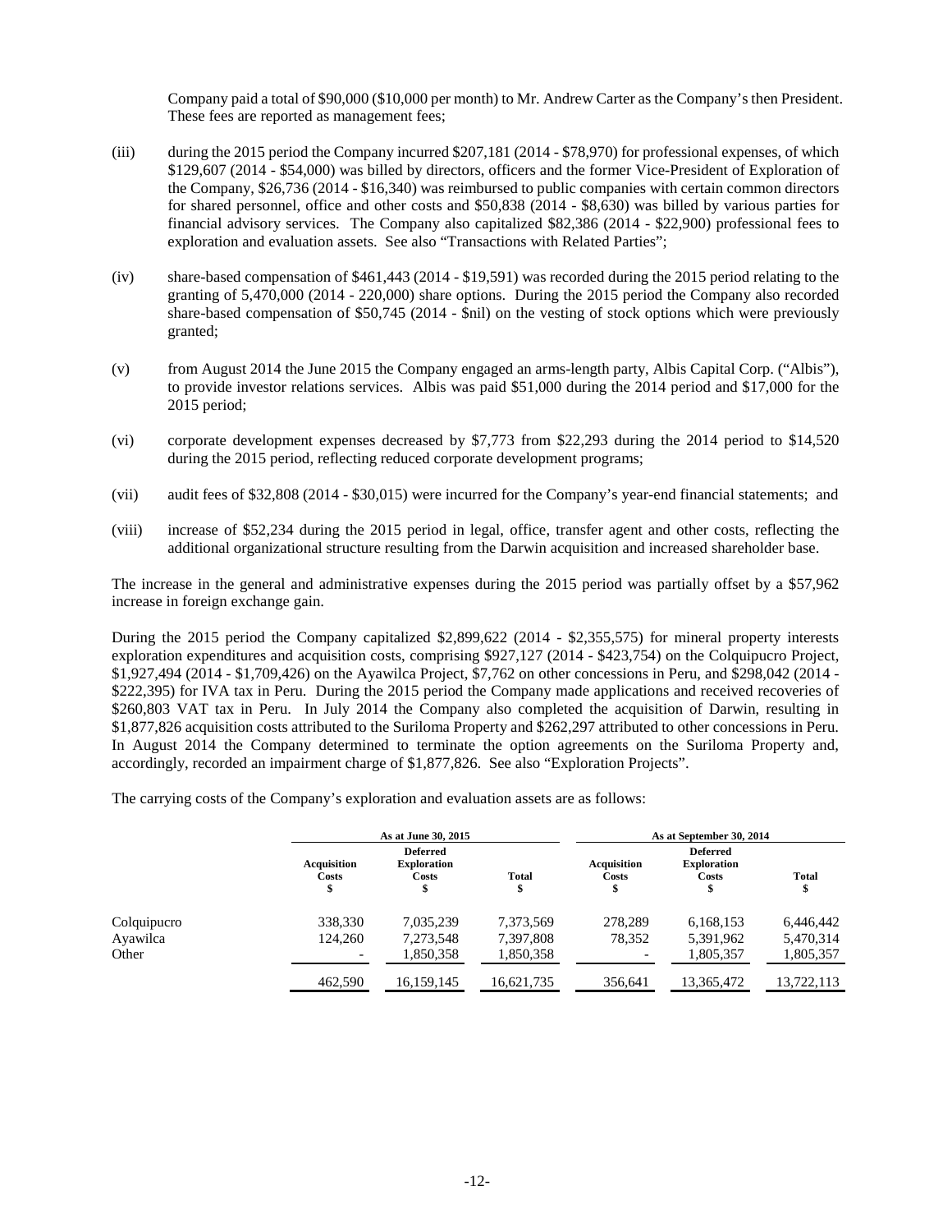Company paid a total of $90,000 ($10,000 per month) to Mr. Andrew Carter as the Company's then President. These fees are reported as management fees;

(iii) during the 2015 period the Company incurred $207,181 (2014 - $78,970) for professional expenses, of which $129,607 (2014 - $54,000) was billed by directors, officers and the former Vice-President of Exploration of the Company, $26,736 (2014 - $16,340) was reimbursed to public companies with certain common directors for shared personnel, office and other costs and $50,838 (2014 - $8,630) was billed by various parties for financial advisory services. The Company also capitalized $82,386 (2014 - $22,900) professional fees to exploration and evaluation assets. See also "Transactions with Related Parties";

(iv) share-based compensation of $461,443 (2014 - $19,591) was recorded during the 2015 period relating to the granting of 5,470,000 (2014 - 220,000) share options. During the 2015 period the Company also recorded share-based compensation of $50,745 (2014 - $nil) on the vesting of stock options which were previously granted;

(v) from August 2014 the June 2015 the Company engaged an arms-length party, Albis Capital Corp. ("Albis"), to provide investor relations services. Albis was paid $51,000 during the 2014 period and $17,000 for the 2015 period;

(vi) corporate development expenses decreased by $7,773 from $22,293 during the 2014 period to $14,520 during the 2015 period, reflecting reduced corporate development programs;

(vii) audit fees of $32,808 (2014 - $30,015) were incurred for the Company's year-end financial statements; and

(viii) increase of $52,234 during the 2015 period in legal, office, transfer agent and other costs, reflecting the additional organizational structure resulting from the Darwin acquisition and increased shareholder base.

The increase in the general and administrative expenses during the 2015 period was partially offset by a $57,962 increase in foreign exchange gain.

During the 2015 period the Company capitalized $2,899,622 (2014 - $2,355,575) for mineral property interests exploration expenditures and acquisition costs, comprising $927,127 (2014 - $423,754) on the Colquipucro Project, $1,927,494 (2014 - $1,709,426) on the Ayawilca Project, $7,762 on other concessions in Peru, and $298,042 (2014 - $222,395) for IVA tax in Peru. During the 2015 period the Company made applications and received recoveries of $260,803 VAT tax in Peru. In July 2014 the Company also completed the acquisition of Darwin, resulting in $1,877,826 acquisition costs attributed to the Suriloma Property and $262,297 attributed to other concessions in Peru. In August 2014 the Company determined to terminate the option agreements on the Suriloma Property and, accordingly, recorded an impairment charge of $1,877,826. See also "Exploration Projects".

The carrying costs of the Company's exploration and evaluation assets are as follows:

| | As at June 30, 2015 | | | As at September 30, 2014 | | |
|---|---|---|---|---|---|---|
| | Acquisition Costs $ | Deferred Exploration Costs $ | Total $ | Acquisition Costs $ | Deferred Exploration Costs $ | Total $ |
| Colquipucro | 338,330 | 7,035,239 | 7,373,569 | 278,289 | 6,168,153 | 6,446,442 |
| Ayawilca | 124,260 | 7,273,548 | 7,397,808 | 78,352 | 5,391,962 | 5,470,314 |
| Other | - | 1,850,358 | 1,850,358 | - | 1,805,357 | 1,805,357 |
| | 462,590 | 16,159,145 | 16,621,735 | 356,641 | 13,365,472 | 13,722,113 |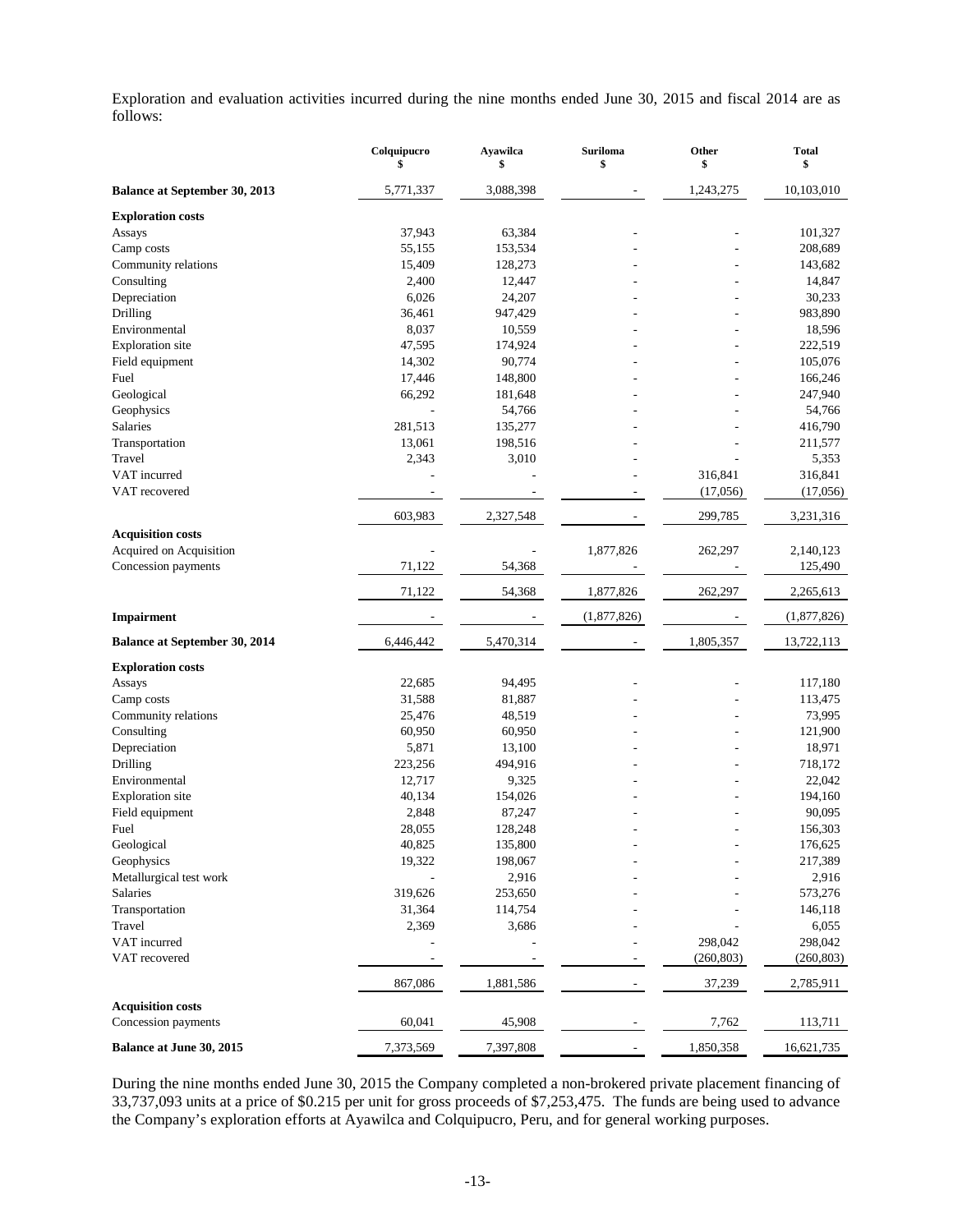Exploration and evaluation activities incurred during the nine months ended June 30, 2015 and fiscal 2014 are as follows:

| | Colquipucro $ | Ayawilca $ | Suriloma $ | Other $ | Total $ |
|---|---|---|---|---|---|
| **Balance at September 30, 2013** | 5,771,337 | 3,088,398 | - | 1,243,275 | 10,103,010 |
| **Exploration costs** | | | | | |
| Assays | 37,943 | 63,384 | - | - | 101,327 |
| Camp costs | 55,155 | 153,534 | - | - | 208,689 |
| Community relations | 15,409 | 128,273 | - | - | 143,682 |
| Consulting | 2,400 | 12,447 | - | - | 14,847 |
| Depreciation | 6,026 | 24,207 | - | - | 30,233 |
| Drilling | 36,461 | 947,429 | - | - | 983,890 |
| Environmental | 8,037 | 10,559 | - | - | 18,596 |
| Exploration site | 47,595 | 174,924 | - | - | 222,519 |
| Field equipment | 14,302 | 90,774 | - | - | 105,076 |
| Fuel | 17,446 | 148,800 | - | - | 166,246 |
| Geological | 66,292 | 181,648 | - | - | 247,940 |
| Geophysics | - | 54,766 | - | - | 54,766 |
| Salaries | 281,513 | 135,277 | - | - | 416,790 |
| Transportation | 13,061 | 198,516 | - | - | 211,577 |
| Travel | 2,343 | 3,010 | - | - | 5,353 |
| VAT incurred | - | - | - | 316,841 | 316,841 |
| VAT recovered | - | - | - | (17,056) | (17,056) |
| | 603,983 | 2,327,548 | - | 299,785 | 3,231,316 |
| **Acquisition costs** | | | | | |
| Acquired on Acquisition | - | - | 1,877,826 | 262,297 | 2,140,123 |
| Concession payments | 71,122 | 54,368 | - | - | 125,490 |
| | 71,122 | 54,368 | 1,877,826 | 262,297 | 2,265,613 |
| **Impairment** | - | - | (1,877,826) | - | (1,877,826) |
| **Balance at September 30, 2014** | 6,446,442 | 5,470,314 | - | 1,805,357 | 13,722,113 |
| **Exploration costs** | | | | | |
| Assays | 22,685 | 94,495 | - | - | 117,180 |
| Camp costs | 31,588 | 81,887 | - | - | 113,475 |
| Community relations | 25,476 | 48,519 | - | - | 73,995 |
| Consulting | 60,950 | 60,950 | - | - | 121,900 |
| Depreciation | 5,871 | 13,100 | - | - | 18,971 |
| Drilling | 223,256 | 494,916 | - | - | 718,172 |
| Environmental | 12,717 | 9,325 | - | - | 22,042 |
| Exploration site | 40,134 | 154,026 | - | - | 194,160 |
| Field equipment | 2,848 | 87,247 | - | - | 90,095 |
| Fuel | 28,055 | 128,248 | - | - | 156,303 |
| Geological | 40,825 | 135,800 | - | - | 176,625 |
| Geophysics | 19,322 | 198,067 | - | - | 217,389 |
| Metallurgical test work | - | 2,916 | - | - | 2,916 |
| Salaries | 319,626 | 253,650 | - | - | 573,276 |
| Transportation | 31,364 | 114,754 | - | - | 146,118 |
| Travel | 2,369 | 3,686 | - | - | 6,055 |
| VAT incurred | - | - | - | 298,042 | 298,042 |
| VAT recovered | - | - | - | (260,803) | (260,803) |
| | 867,086 | 1,881,586 | - | 37,239 | 2,785,911 |
| **Acquisition costs** | | | | | |
| Concession payments | 60,041 | 45,908 | - | 7,762 | 113,711 |
| **Balance at June 30, 2015** | 7,373,569 | 7,397,808 | - | 1,850,358 | 16,621,735 |

During the nine months ended June 30, 2015 the Company completed a non-brokered private placement financing of 33,737,093 units at a price of $0.215 per unit for gross proceeds of $7,253,475. The funds are being used to advance the Company's exploration efforts at Ayawilca and Colquipucro, Peru, and for general working purposes.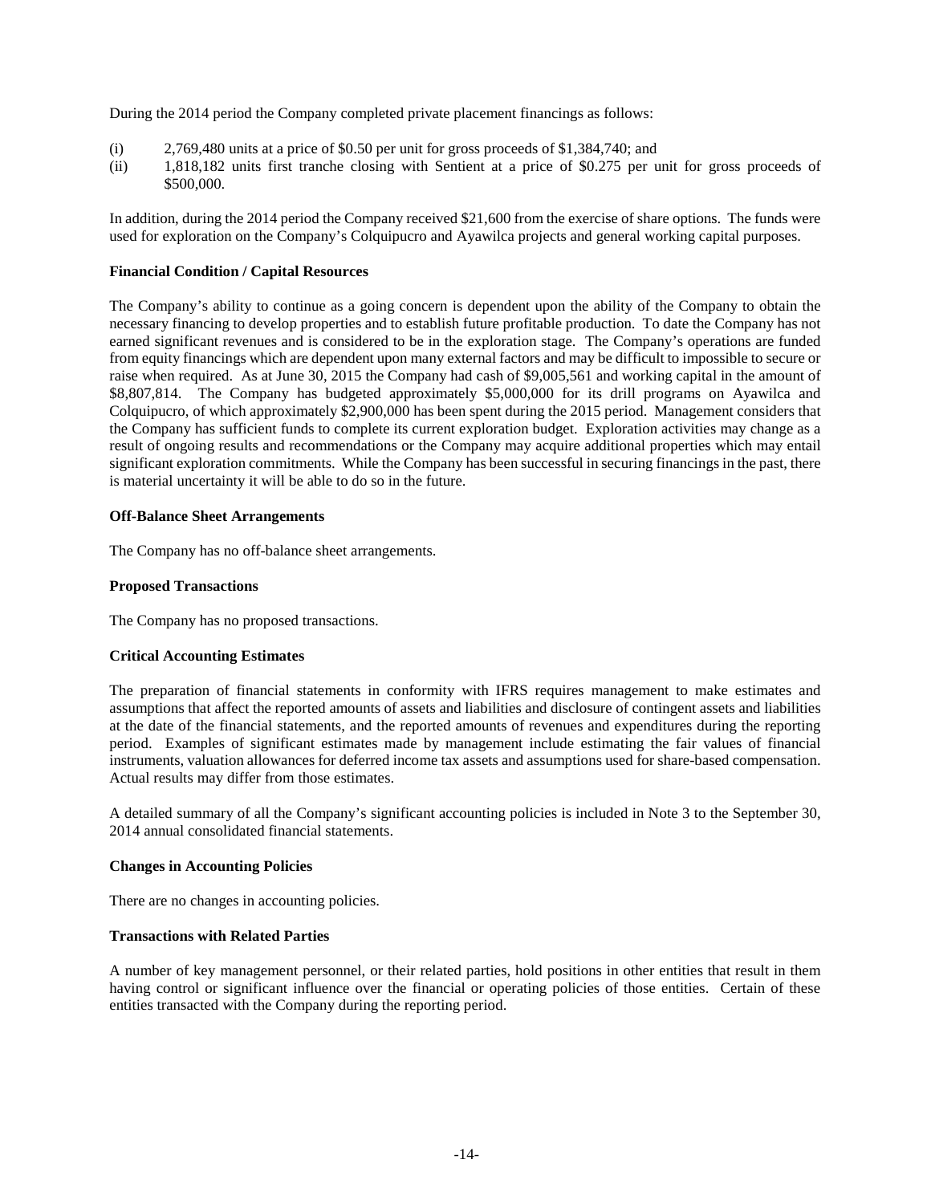During the 2014 period the Company completed private placement financings as follows:

(i) 2,769,480 units at a price of $0.50 per unit for gross proceeds of $1,384,740; and
(ii) 1,818,182 units first tranche closing with Sentient at a price of $0.275 per unit for gross proceeds of $500,000.

In addition, during the 2014 period the Company received $21,600 from the exercise of share options. The funds were used for exploration on the Company's Colquipucro and Ayawilca projects and general working capital purposes.

**Financial Condition / Capital Resources**

The Company's ability to continue as a going concern is dependent upon the ability of the Company to obtain the necessary financing to develop properties and to establish future profitable production. To date the Company has not earned significant revenues and is considered to be in the exploration stage. The Company's operations are funded from equity financings which are dependent upon many external factors and may be difficult to impossible to secure or raise when required. As at June 30, 2015 the Company had cash of $9,005,561 and working capital in the amount of $8,807,814. The Company has budgeted approximately $5,000,000 for its drill programs on Ayawilca and Colquipucro, of which approximately $2,900,000 has been spent during the 2015 period. Management considers that the Company has sufficient funds to complete its current exploration budget. Exploration activities may change as a result of ongoing results and recommendations or the Company may acquire additional properties which may entail significant exploration commitments. While the Company has been successful in securing financings in the past, there is material uncertainty it will be able to do so in the future.

**Off-Balance Sheet Arrangements**

The Company has no off-balance sheet arrangements.

**Proposed Transactions**

The Company has no proposed transactions.

**Critical Accounting Estimates**

The preparation of financial statements in conformity with IFRS requires management to make estimates and assumptions that affect the reported amounts of assets and liabilities and disclosure of contingent assets and liabilities at the date of the financial statements, and the reported amounts of revenues and expenditures during the reporting period. Examples of significant estimates made by management include estimating the fair values of financial instruments, valuation allowances for deferred income tax assets and assumptions used for share-based compensation. Actual results may differ from those estimates.

A detailed summary of all the Company's significant accounting policies is included in Note 3 to the September 30, 2014 annual consolidated financial statements.

**Changes in Accounting Policies**

There are no changes in accounting policies.

**Transactions with Related Parties**

A number of key management personnel, or their related parties, hold positions in other entities that result in them having control or significant influence over the financial or operating policies of those entities. Certain of these entities transacted with the Company during the reporting period.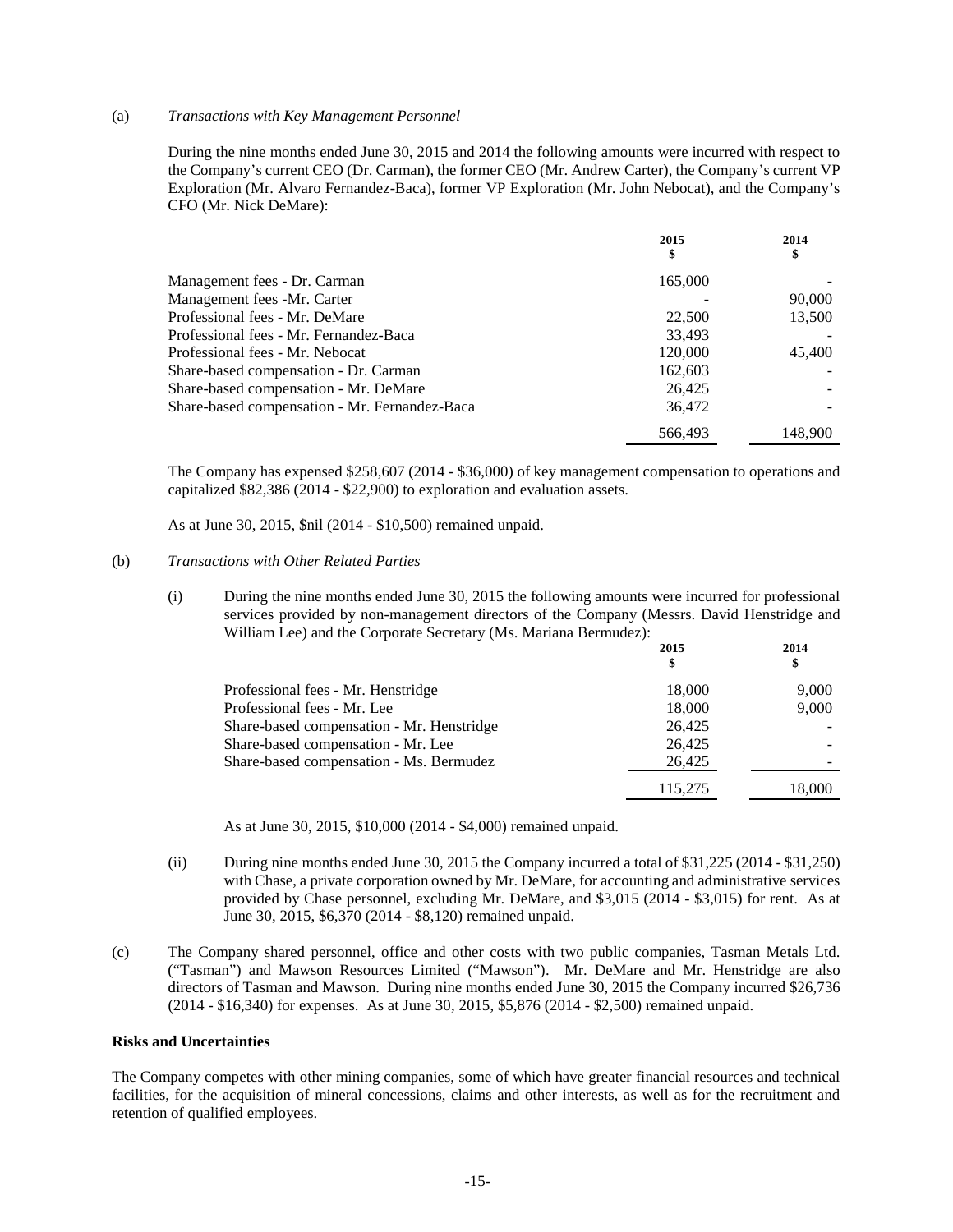(a) *Transactions with Key Management Personnel*

During the nine months ended June 30, 2015 and 2014 the following amounts were incurred with respect to the Company's current CEO (Dr. Carman), the former CEO (Mr. Andrew Carter), the Company's current VP Exploration (Mr. Alvaro Fernandez-Baca), former VP Exploration (Mr. John Nebocat), and the Company's CFO (Mr. Nick DeMare):

| | 2015<br>$ | 2014<br>$ |
|---|---|---|
| Management fees - Dr. Carman | 165,000 | - |
| Management fees -Mr. Carter | - | 90,000 |
| Professional fees - Mr. DeMare | 22,500 | 13,500 |
| Professional fees - Mr. Fernandez-Baca | 33,493 | - |
| Professional fees - Mr. Nebocat | 120,000 | 45,400 |
| Share-based compensation - Dr. Carman | 162,603 | - |
| Share-based compensation - Mr. DeMare | 26,425 | - |
| Share-based compensation - Mr. Fernandez-Baca | 36,472 | - |
| | 566,493 | 148,900 |

The Company has expensed $258,607 (2014 - $36,000) of key management compensation to operations and capitalized $82,386 (2014 - $22,900) to exploration and evaluation assets.

As at June 30, 2015, $nil (2014 - $10,500) remained unpaid.

(b) *Transactions with Other Related Parties*

(i) During the nine months ended June 30, 2015 the following amounts were incurred for professional services provided by non-management directors of the Company (Messrs. David Henstridge and William Lee) and the Corporate Secretary (Ms. Mariana Bermudez):

| | 2015<br>$ | 2014<br>$ |
|---|---|---|
| Professional fees - Mr. Henstridge | 18,000 | 9,000 |
| Professional fees - Mr. Lee | 18,000 | 9,000 |
| Share-based compensation - Mr. Henstridge | 26,425 | - |
| Share-based compensation - Mr. Lee | 26,425 | - |
| Share-based compensation - Ms. Bermudez | 26,425 | - |
| | 115,275 | 18,000 |

As at June 30, 2015, $10,000 (2014 - $4,000) remained unpaid.

(ii) During nine months ended June 30, 2015 the Company incurred a total of $31,225 (2014 - $31,250) with Chase, a private corporation owned by Mr. DeMare, for accounting and administrative services provided by Chase personnel, excluding Mr. DeMare, and $3,015 (2014 - $3,015) for rent. As at June 30, 2015, $6,370 (2014 - $8,120) remained unpaid.

(c) The Company shared personnel, office and other costs with two public companies, Tasman Metals Ltd. ("Tasman") and Mawson Resources Limited ("Mawson"). Mr. DeMare and Mr. Henstridge are also directors of Tasman and Mawson. During nine months ended June 30, 2015 the Company incurred $26,736 (2014 - $16,340) for expenses. As at June 30, 2015, $5,876 (2014 - $2,500) remained unpaid.

**Risks and Uncertainties**

The Company competes with other mining companies, some of which have greater financial resources and technical facilities, for the acquisition of mineral concessions, claims and other interests, as well as for the recruitment and retention of qualified employees.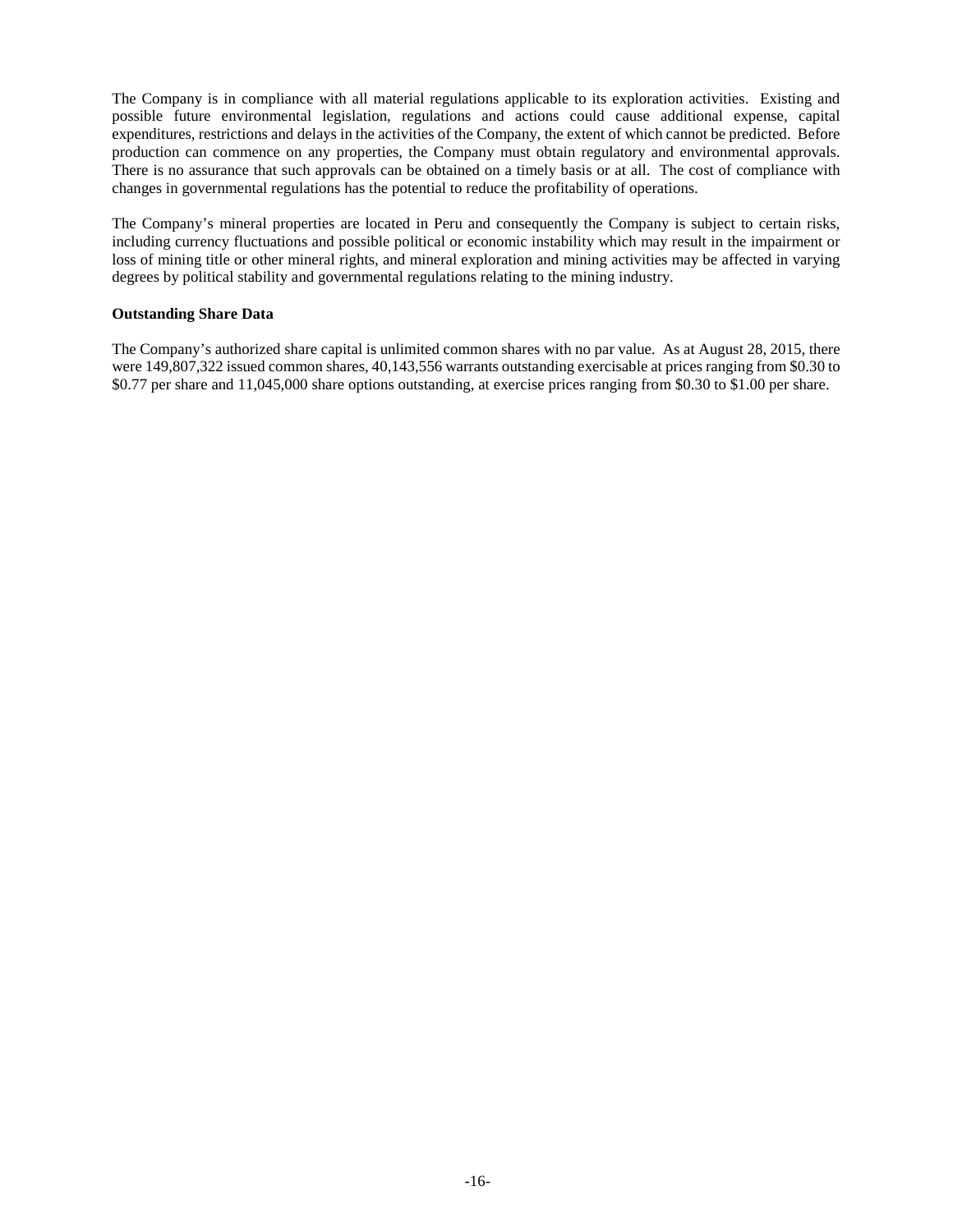The Company is in compliance with all material regulations applicable to its exploration activities. Existing and possible future environmental legislation, regulations and actions could cause additional expense, capital expenditures, restrictions and delays in the activities of the Company, the extent of which cannot be predicted. Before production can commence on any properties, the Company must obtain regulatory and environmental approvals. There is no assurance that such approvals can be obtained on a timely basis or at all. The cost of compliance with changes in governmental regulations has the potential to reduce the profitability of operations.

The Company's mineral properties are located in Peru and consequently the Company is subject to certain risks, including currency fluctuations and possible political or economic instability which may result in the impairment or loss of mining title or other mineral rights, and mineral exploration and mining activities may be affected in varying degrees by political stability and governmental regulations relating to the mining industry.

**Outstanding Share Data**

The Company's authorized share capital is unlimited common shares with no par value. As at August 28, 2015, there were 149,807,322 issued common shares, 40,143,556 warrants outstanding exercisable at prices ranging from $0.30 to $0.77 per share and 11,045,000 share options outstanding, at exercise prices ranging from $0.30 to $1.00 per share.